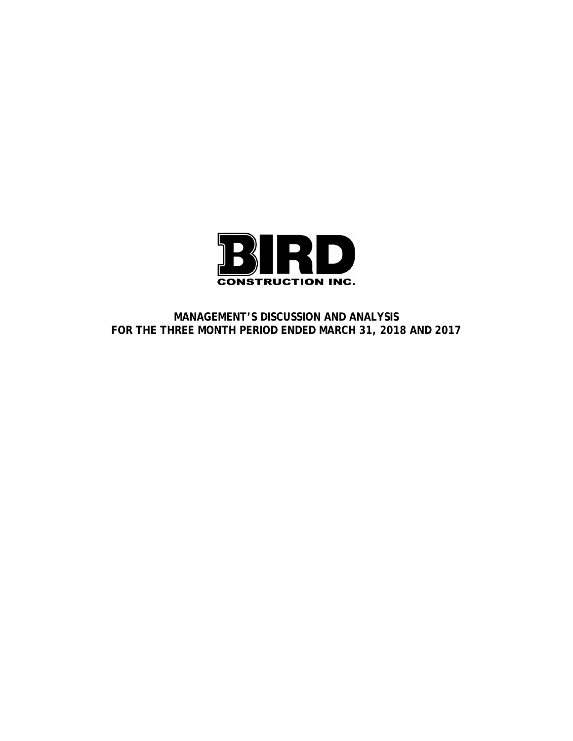BIRD
CONSTRUCTION INC.

# MANAGEMENT'S DISCUSSION AND ANALYSIS
# FOR THE THREE MONTH PERIOD ENDED MARCH 31, 2018 AND 2017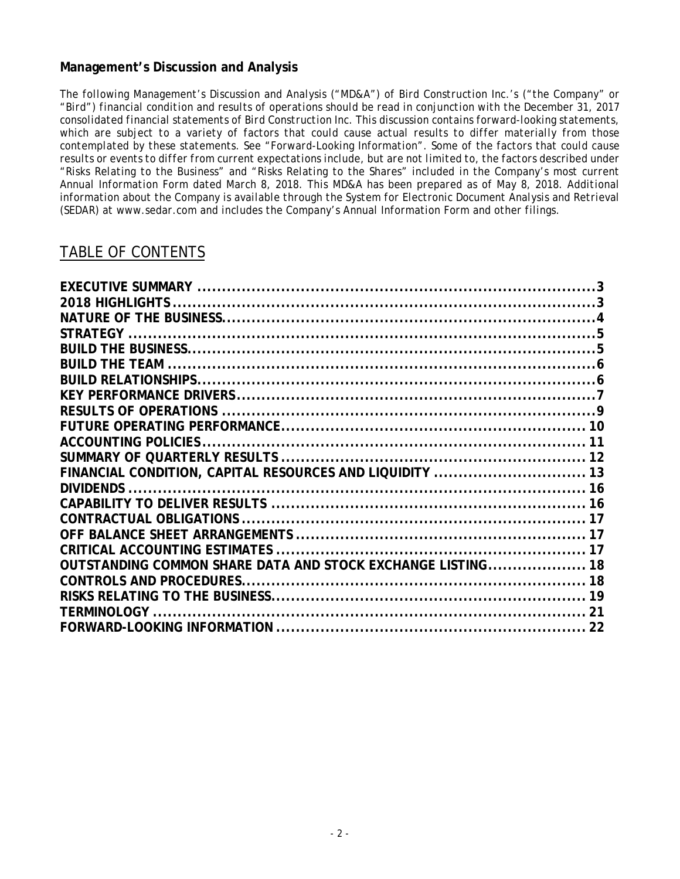## Management's Discussion and Analysis

*The following Management's Discussion and Analysis ("MD&A") of Bird Construction Inc.'s ("the Company" or "Bird") financial condition and results of operations should be read in conjunction with the December 31, 2017 consolidated financial statements of Bird Construction Inc. This discussion contains forward-looking statements, which are subject to a variety of factors that could cause actual results to differ materially from those contemplated by these statements. See "Forward-Looking Information". Some of the factors that could cause results or events to differ from current expectations include, but are not limited to, the factors described under "Risks Relating to the Business" and "Risks Relating to the Shares" included in the Company's most current Annual Information Form dated March 8, 2018. This MD&A has been prepared as of May 8, 2018. Additional information about the Company is available through the System for Electronic Document Analysis and Retrieval (SEDAR) at www.sedar.com and includes the Company's Annual Information Form and other filings.*

# TABLE OF CONTENTS

| | |
|---|---|
| **EXECUTIVE SUMMARY** | **3** |
| **2018 HIGHLIGHTS** | **3** |
| **NATURE OF THE BUSINESS** | **4** |
| **STRATEGY** | **5** |
| **BUILD THE BUSINESS** | **5** |
| **BUILD THE TEAM** | **6** |
| **BUILD RELATIONSHIPS** | **6** |
| **KEY PERFORMANCE DRIVERS** | **7** |
| **RESULTS OF OPERATIONS** | **9** |
| **FUTURE OPERATING PERFORMANCE** | **10** |
| **ACCOUNTING POLICIES** | **11** |
| **SUMMARY OF QUARTERLY RESULTS** | **12** |
| **FINANCIAL CONDITION, CAPITAL RESOURCES AND LIQUIDITY** | **13** |
| **DIVIDENDS** | **16** |
| **CAPABILITY TO DELIVER RESULTS** | **16** |
| **CONTRACTUAL OBLIGATIONS** | **17** |
| **OFF BALANCE SHEET ARRANGEMENTS** | **17** |
| **CRITICAL ACCOUNTING ESTIMATES** | **17** |
| **OUTSTANDING COMMON SHARE DATA AND STOCK EXCHANGE LISTING** | **18** |
| **CONTROLS AND PROCEDURES** | **18** |
| **RISKS RELATING TO THE BUSINESS** | **19** |
| **TERMINOLOGY** | **21** |
| **FORWARD-LOOKING INFORMATION** | **22** |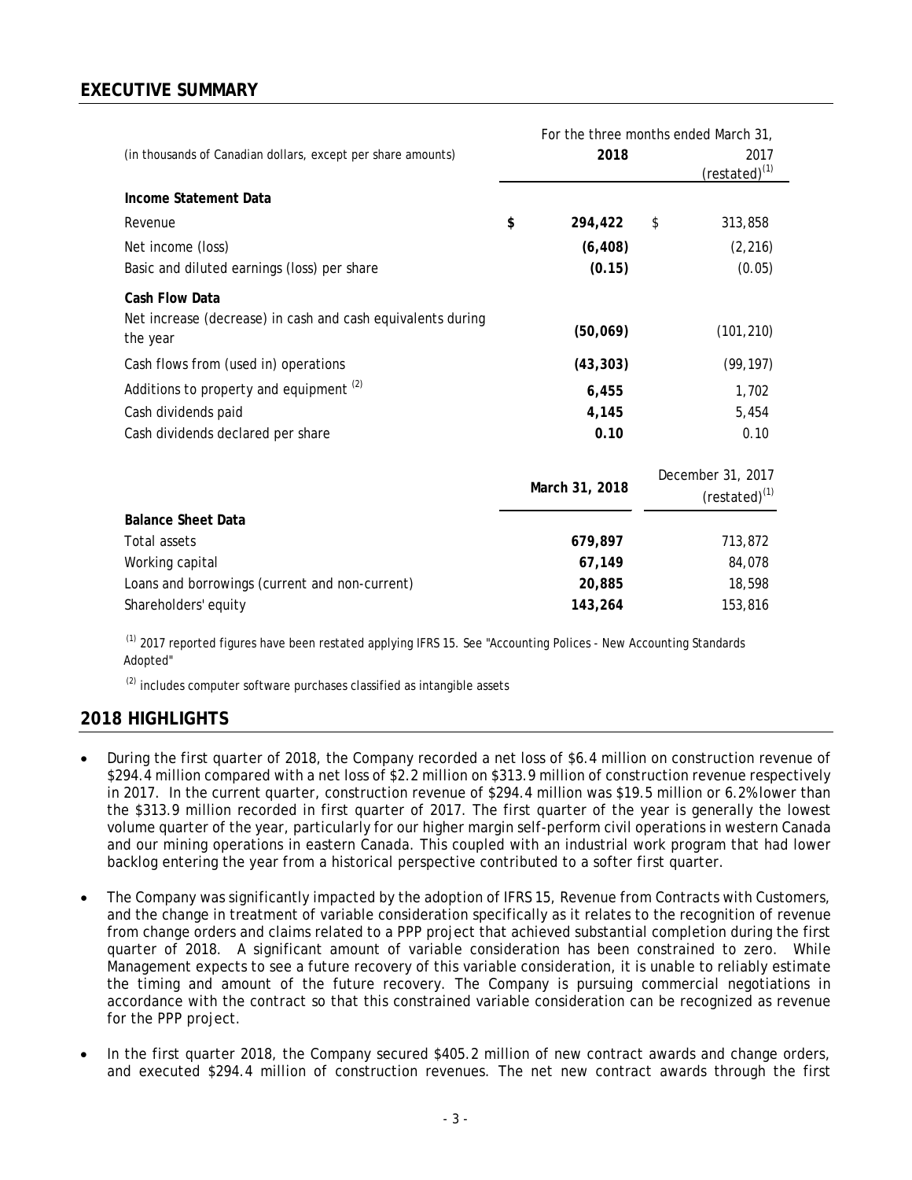## EXECUTIVE SUMMARY

| (in thousands of Canadian dollars, except per share amounts) | For the three months ended March 31, 2018 | 2017 (restated)[1] |
|---|---|---|
| **Income Statement Data** | | |
| Revenue | **$ 294,422** | $ 313,858 |
| Net income (loss) | **(6,408)** | (2,216) |
| Basic and diluted earnings (loss) per share | **(0.15)** | (0.05) |
| **Cash Flow Data** | | |
| Net increase (decrease) in cash and cash equivalents during the year | **(50,069)** | (101,210) |
| Cash flows from (used in) operations | **(43,303)** | (99,197) |
| Additions to property and equipment [2] | **6,455** | 1,702 |
| Cash dividends paid | **4,145** | 5,454 |
| Cash dividends declared per share | **0.10** | 0.10 |

| | March 31, 2018 | December 31, 2017 (restated)[1] |
|---|---|---|
| **Balance Sheet Data** | | |
| Total assets | **679,897** | 713,872 |
| Working capital | **67,149** | 84,078 |
| Loans and borrowings (current and non-current) | **20,885** | 18,598 |
| Shareholders' equity | **143,264** | 153,816 |

[1] 2017 reported figures have been restated applying IFRS 15. See "Accounting Polices - New Accounting Standards Adopted"

[2] includes computer software purchases classified as intangible assets

## 2018 HIGHLIGHTS

- During the first quarter of 2018, the Company recorded a net loss of $6.4 million on construction revenue of $294.4 million compared with a net loss of $2.2 million on $313.9 million of construction revenue respectively in 2017. In the current quarter, construction revenue of $294.4 million was $19.5 million or 6.2% lower than the $313.9 million recorded in first quarter of 2017. The first quarter of the year is generally the lowest volume quarter of the year, particularly for our higher margin self-perform civil operations in western Canada and our mining operations in eastern Canada. This coupled with an industrial work program that had lower backlog entering the year from a historical perspective contributed to a softer first quarter.

- The Company was significantly impacted by the adoption of IFRS 15, Revenue from Contracts with Customers, and the change in treatment of variable consideration specifically as it relates to the recognition of revenue from change orders and claims related to a PPP project that achieved substantial completion during the first quarter of 2018. A significant amount of variable consideration has been constrained to zero. While Management expects to see a future recovery of this variable consideration, it is unable to reliably estimate the timing and amount of the future recovery. The Company is pursuing commercial negotiations in accordance with the contract so that this constrained variable consideration can be recognized as revenue for the PPP project.

- In the first quarter 2018, the Company secured $405.2 million of new contract awards and change orders, and executed $294.4 million of construction revenues. The net new contract awards through the first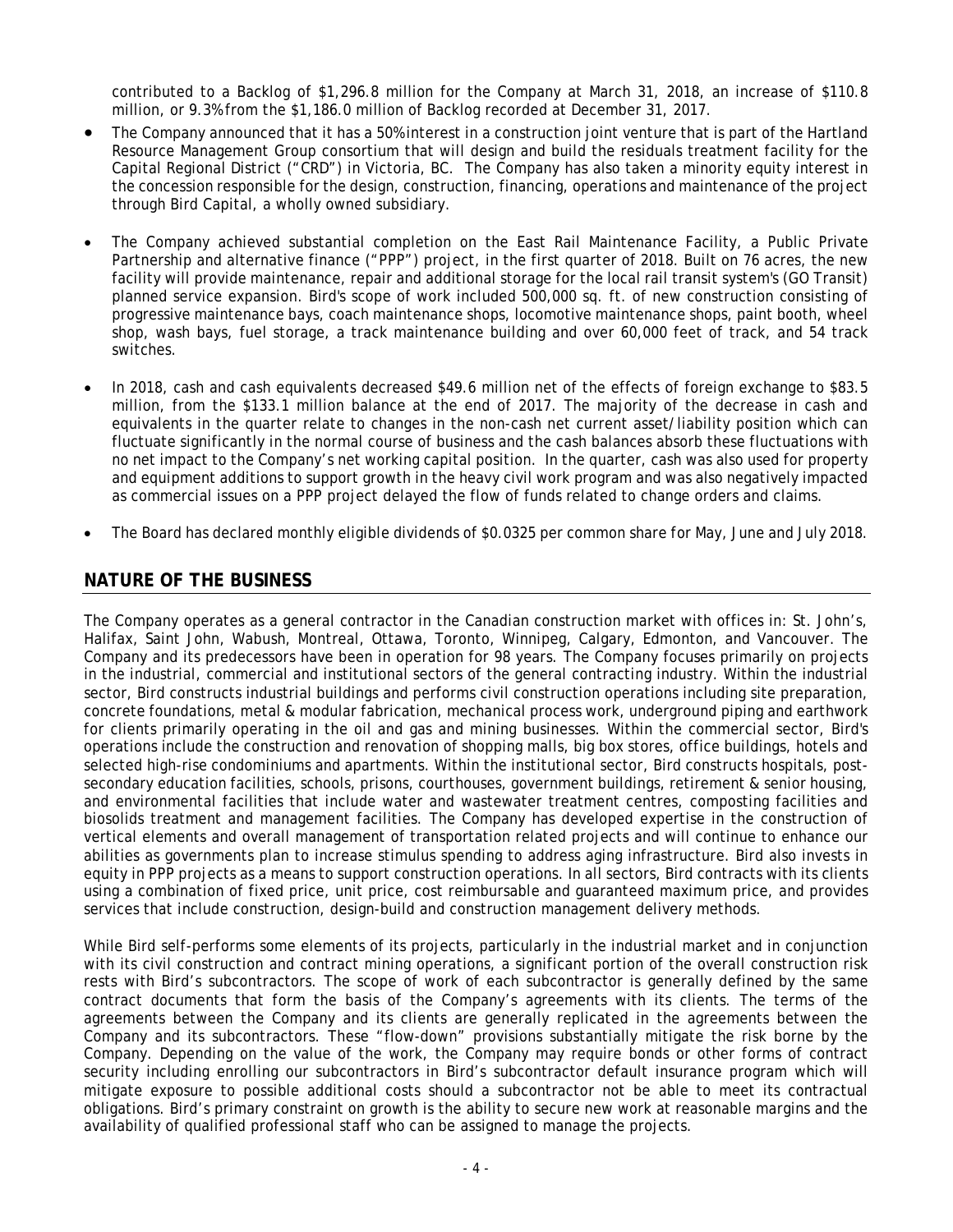contributed to a Backlog of $1,296.8 million for the Company at March 31, 2018, an increase of $110.8 million, or 9.3% from the $1,186.0 million of Backlog recorded at December 31, 2017.

- The Company announced that it has a 50% interest in a construction joint venture that is part of the Hartland Resource Management Group consortium that will design and build the residuals treatment facility for the Capital Regional District ("CRD") in Victoria, BC. The Company has also taken a minority equity interest in the concession responsible for the design, construction, financing, operations and maintenance of the project through Bird Capital, a wholly owned subsidiary.

- The Company achieved substantial completion on the East Rail Maintenance Facility, a Public Private Partnership and alternative finance ("PPP") project, in the first quarter of 2018. Built on 76 acres, the new facility will provide maintenance, repair and additional storage for the local rail transit system's (GO Transit) planned service expansion. Bird's scope of work included 500,000 sq. ft. of new construction consisting of progressive maintenance bays, coach maintenance shops, locomotive maintenance shops, paint booth, wheel shop, wash bays, fuel storage, a track maintenance building and over 60,000 feet of track, and 54 track switches.

- In 2018, cash and cash equivalents decreased $49.6 million net of the effects of foreign exchange to $83.5 million, from the $133.1 million balance at the end of 2017. The majority of the decrease in cash and equivalents in the quarter relate to changes in the non-cash net current asset/liability position which can fluctuate significantly in the normal course of business and the cash balances absorb these fluctuations with no net impact to the Company's net working capital position. In the quarter, cash was also used for property and equipment additions to support growth in the heavy civil work program and was also negatively impacted as commercial issues on a PPP project delayed the flow of funds related to change orders and claims.

- The Board has declared monthly eligible dividends of $0.0325 per common share for May, June and July 2018.

## NATURE OF THE BUSINESS

The Company operates as a general contractor in the Canadian construction market with offices in: St. John's, Halifax, Saint John, Wabush, Montreal, Ottawa, Toronto, Winnipeg, Calgary, Edmonton, and Vancouver. The Company and its predecessors have been in operation for 98 years. The Company focuses primarily on projects in the industrial, commercial and institutional sectors of the general contracting industry. Within the industrial sector, Bird constructs industrial buildings and performs civil construction operations including site preparation, concrete foundations, metal & modular fabrication, mechanical process work, underground piping and earthwork for clients primarily operating in the oil and gas and mining businesses. Within the commercial sector, Bird's operations include the construction and renovation of shopping malls, big box stores, office buildings, hotels and selected high-rise condominiums and apartments. Within the institutional sector, Bird constructs hospitals, post-secondary education facilities, schools, prisons, courthouses, government buildings, retirement & senior housing, and environmental facilities that include water and wastewater treatment centres, composting facilities and biosolids treatment and management facilities. The Company has developed expertise in the construction of vertical elements and overall management of transportation related projects and will continue to enhance our abilities as governments plan to increase stimulus spending to address aging infrastructure. Bird also invests in equity in PPP projects as a means to support construction operations. In all sectors, Bird contracts with its clients using a combination of fixed price, unit price, cost reimbursable and guaranteed maximum price, and provides services that include construction, design-build and construction management delivery methods.

While Bird self-performs some elements of its projects, particularly in the industrial market and in conjunction with its civil construction and contract mining operations, a significant portion of the overall construction risk rests with Bird's subcontractors. The scope of work of each subcontractor is generally defined by the same contract documents that form the basis of the Company's agreements with its clients. The terms of the agreements between the Company and its clients are generally replicated in the agreements between the Company and its subcontractors. These "flow-down" provisions substantially mitigate the risk borne by the Company. Depending on the value of the work, the Company may require bonds or other forms of contract security including enrolling our subcontractors in Bird's subcontractor default insurance program which will mitigate exposure to possible additional costs should a subcontractor not be able to meet its contractual obligations. Bird's primary constraint on growth is the ability to secure new work at reasonable margins and the availability of qualified professional staff who can be assigned to manage the projects.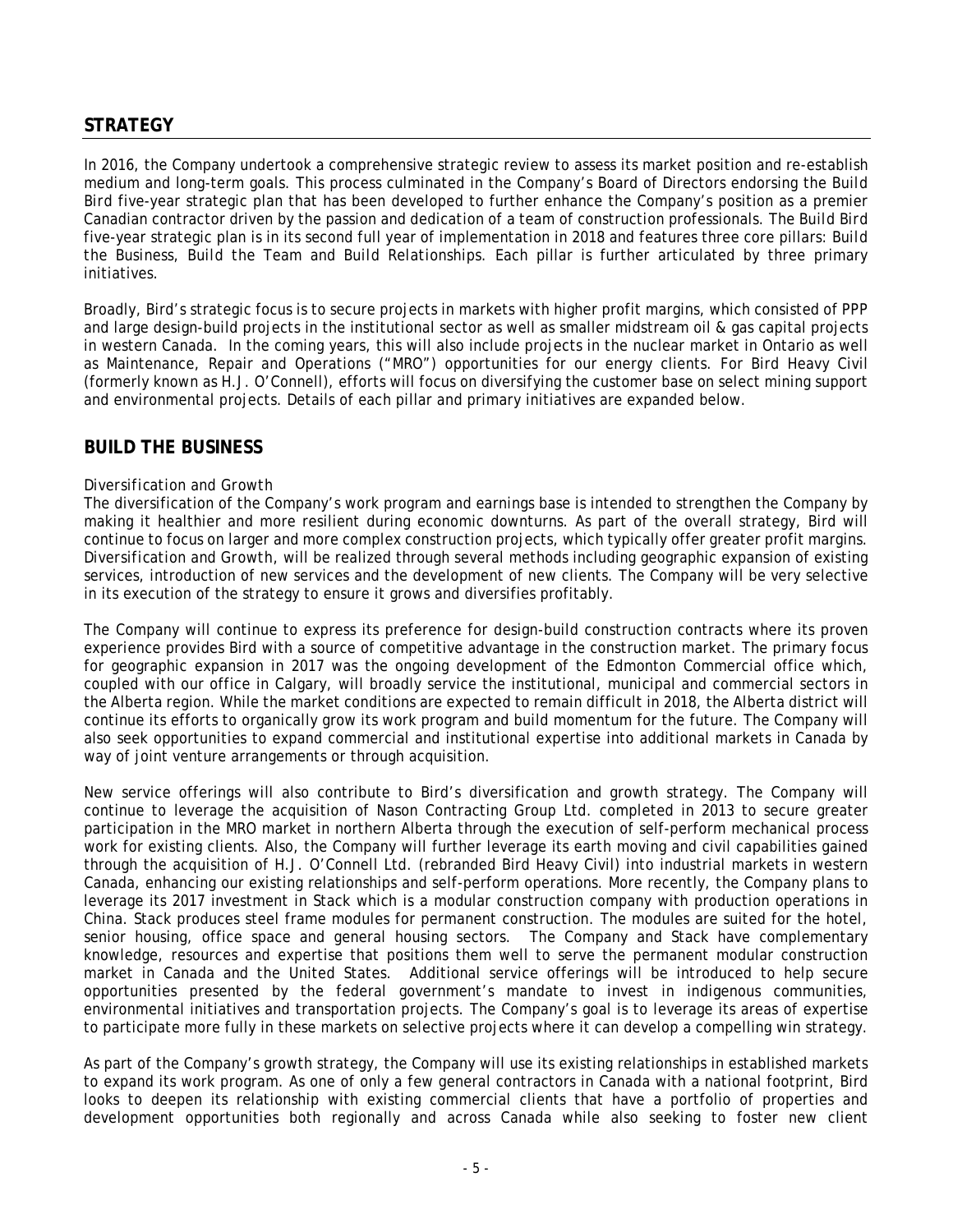## STRATEGY

In 2016, the Company undertook a comprehensive strategic review to assess its market position and re-establish medium and long-term goals. This process culminated in the Company's Board of Directors endorsing the *Build Bird* five-year strategic plan that has been developed to further enhance the Company's position as a premier Canadian contractor driven by the passion and dedication of a team of construction professionals. The *Build Bird* five-year strategic plan is in its second full year of implementation in 2018 and features three core pillars: *Build the Business, Build the Team* and *Build Relationships*. Each pillar is further articulated by three primary initiatives.

Broadly, Bird's strategic focus is to secure projects in markets with higher profit margins, which consisted of PPP and large design-build projects in the institutional sector as well as smaller midstream oil & gas capital projects in western Canada. In the coming years, this will also include projects in the nuclear market in Ontario as well as Maintenance, Repair and Operations ("MRO") opportunities for our energy clients. For Bird Heavy Civil (formerly known as H.J. O'Connell), efforts will focus on diversifying the customer base on select mining support and environmental projects. Details of each pillar and primary initiatives are expanded below.

## BUILD THE BUSINESS

*Diversification and Growth*

The diversification of the Company's work program and earnings base is intended to strengthen the Company by making it healthier and more resilient during economic downturns. As part of the overall strategy, Bird will continue to focus on larger and more complex construction projects, which typically offer greater profit margins. *Diversification and Growth*, will be realized through several methods including geographic expansion of existing services, introduction of new services and the development of new clients. The Company will be very selective in its execution of the strategy to ensure it grows and diversifies profitably.

The Company will continue to express its preference for design-build construction contracts where its proven experience provides Bird with a source of competitive advantage in the construction market. The primary focus for geographic expansion in 2017 was the ongoing development of the Edmonton Commercial office which, coupled with our office in Calgary, will broadly service the institutional, municipal and commercial sectors in the Alberta region. While the market conditions are expected to remain difficult in 2018, the Alberta district will continue its efforts to organically grow its work program and build momentum for the future. The Company will also seek opportunities to expand commercial and institutional expertise into additional markets in Canada by way of joint venture arrangements or through acquisition.

New service offerings will also contribute to Bird's diversification and growth strategy. The Company will continue to leverage the acquisition of Nason Contracting Group Ltd. completed in 2013 to secure greater participation in the MRO market in northern Alberta through the execution of self-perform mechanical process work for existing clients. Also, the Company will further leverage its earth moving and civil capabilities gained through the acquisition of H.J. O'Connell Ltd. (rebranded Bird Heavy Civil) into industrial markets in western Canada, enhancing our existing relationships and self-perform operations. More recently, the Company plans to leverage its 2017 investment in Stack which is a modular construction company with production operations in China. Stack produces steel frame modules for permanent construction. The modules are suited for the hotel, senior housing, office space and general housing sectors. The Company and Stack have complementary knowledge, resources and expertise that positions them well to serve the permanent modular construction market in Canada and the United States. Additional service offerings will be introduced to help secure opportunities presented by the federal government's mandate to invest in indigenous communities, environmental initiatives and transportation projects. The Company's goal is to leverage its areas of expertise to participate more fully in these markets on selective projects where it can develop a compelling win strategy.

As part of the Company's growth strategy, the Company will use its existing relationships in established markets to expand its work program. As one of only a few general contractors in Canada with a national footprint, Bird looks to deepen its relationship with existing commercial clients that have a portfolio of properties and development opportunities both regionally and across Canada while also seeking to foster new client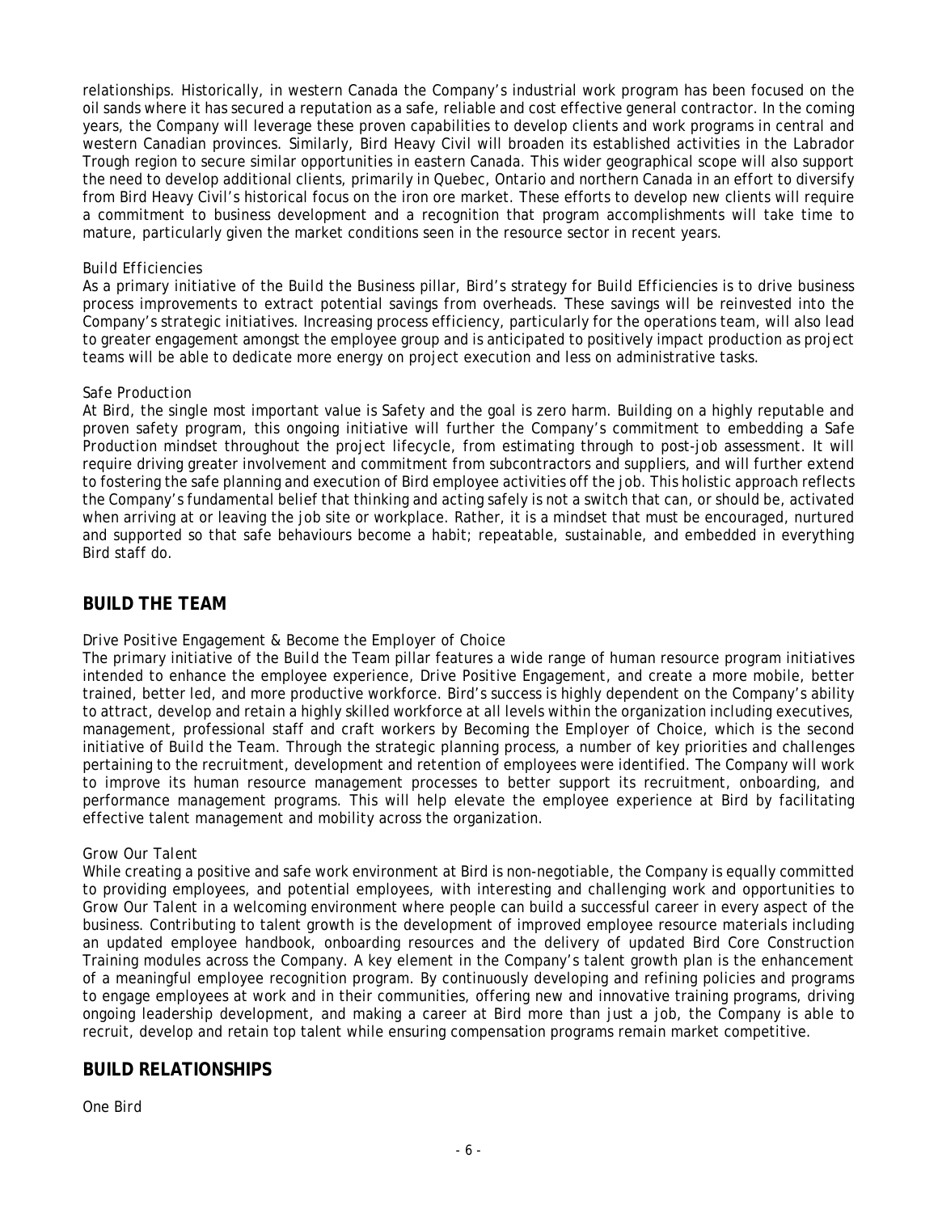relationships. Historically, in western Canada the Company's industrial work program has been focused on the oil sands where it has secured a reputation as a safe, reliable and cost effective general contractor. In the coming years, the Company will leverage these proven capabilities to develop clients and work programs in central and western Canadian provinces. Similarly, Bird Heavy Civil will broaden its established activities in the Labrador Trough region to secure similar opportunities in eastern Canada. This wider geographical scope will also support the need to develop additional clients, primarily in Quebec, Ontario and northern Canada in an effort to diversify from Bird Heavy Civil's historical focus on the iron ore market. These efforts to develop new clients will require a commitment to business development and a recognition that program accomplishments will take time to mature, particularly given the market conditions seen in the resource sector in recent years.

*Build Efficiencies*

As a primary initiative of the *Build the Business* pillar, Bird's strategy for *Build Efficiencies* is to drive business process improvements to extract potential savings from overheads. These savings will be reinvested into the Company's strategic initiatives. Increasing process efficiency, particularly for the operations team, will also lead to greater engagement amongst the employee group and is anticipated to positively impact production as project teams will be able to dedicate more energy on project execution and less on administrative tasks.

*Safe Production*

At Bird, the single most important value is Safety and the goal is zero harm. Building on a highly reputable and proven safety program, this ongoing initiative will further the Company's commitment to embedding a *Safe Production* mindset throughout the project lifecycle, from estimating through to post-job assessment. It will require driving greater involvement and commitment from subcontractors and suppliers, and will further extend to fostering the safe planning and execution of Bird employee activities off the job. This holistic approach reflects the Company's fundamental belief that thinking and acting safely is not a switch that can, or should be, activated when arriving at or leaving the job site or workplace. Rather, it is a mindset that must be encouraged, nurtured and supported so that safe behaviours become a habit; repeatable, sustainable, and embedded in everything Bird staff do.

## BUILD THE TEAM

*Drive Positive Engagement & Become the Employer of Choice*

The primary initiative of the *Build the Team* pillar features a wide range of human resource program initiatives intended to enhance the employee experience, *Drive Positive Engagement*, and create a more mobile, better trained, better led, and more productive workforce. Bird's success is highly dependent on the Company's ability to attract, develop and retain a highly skilled workforce at all levels within the organization including executives, management, professional staff and craft workers by *Becoming the Employer of Choice*, which is the second initiative of *Build the Team*. Through the strategic planning process, a number of key priorities and challenges pertaining to the recruitment, development and retention of employees were identified. The Company will work to improve its human resource management processes to better support its recruitment, onboarding, and performance management programs. This will help elevate the employee experience at Bird by facilitating effective talent management and mobility across the organization.

*Grow Our Talent*

While creating a positive and safe work environment at Bird is non-negotiable, the Company is equally committed to providing employees, and potential employees, with interesting and challenging work and opportunities to *Grow Our Talent* in a welcoming environment where people can build a successful career in every aspect of the business. Contributing to talent growth is the development of improved employee resource materials including an updated employee handbook, onboarding resources and the delivery of updated Bird Core Construction Training modules across the Company. A key element in the Company's talent growth plan is the enhancement of a meaningful employee recognition program. By continuously developing and refining policies and programs to engage employees at work and in their communities, offering new and innovative training programs, driving ongoing leadership development, and making a career at Bird more than just a job, the Company is able to recruit, develop and retain top talent while ensuring compensation programs remain market competitive.

## BUILD RELATIONSHIPS

*One Bird*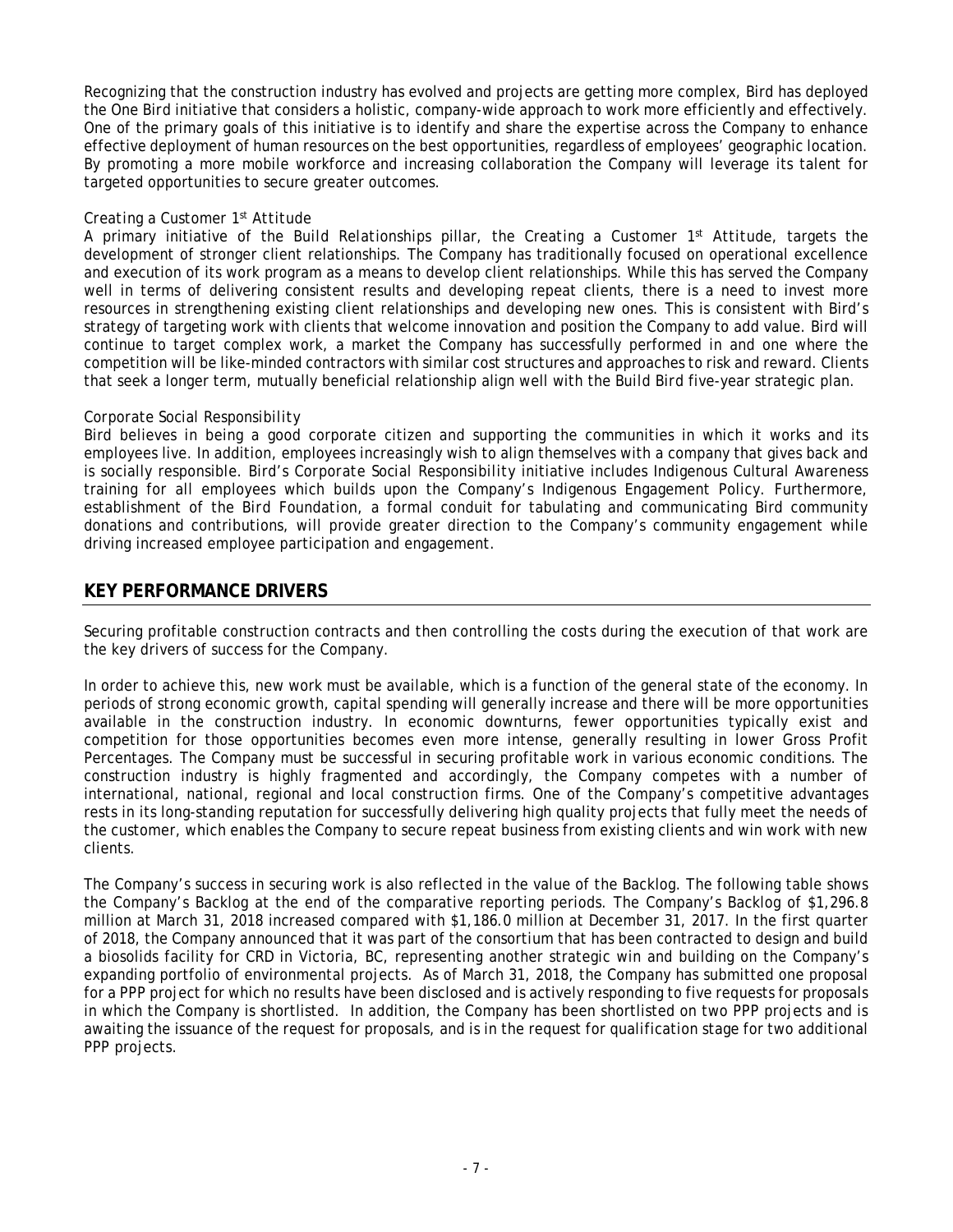Recognizing that the construction industry has evolved and projects are getting more complex, Bird has deployed the One Bird initiative that considers a holistic, company-wide approach to work more efficiently and effectively. One of the primary goals of this initiative is to identify and share the expertise across the Company to enhance effective deployment of human resources on the best opportunities, regardless of employees' geographic location. By promoting a more mobile workforce and increasing collaboration the Company will leverage its talent for targeted opportunities to secure greater outcomes.

*Creating a Customer 1st Attitude*

A primary initiative of the *Build Relationships* pillar, the *Creating a Customer 1st Attitude*, targets the development of stronger client relationships. The Company has traditionally focused on operational excellence and execution of its work program as a means to develop client relationships. While this has served the Company well in terms of delivering consistent results and developing repeat clients, there is a need to invest more resources in strengthening existing client relationships and developing new ones. This is consistent with Bird's strategy of targeting work with clients that welcome innovation and position the Company to add value. Bird will continue to target complex work, a market the Company has successfully performed in and one where the competition will be like-minded contractors with similar cost structures and approaches to risk and reward. Clients that seek a longer term, mutually beneficial relationship align well with the *Build Bird* five-year strategic plan.

*Corporate Social Responsibility*

Bird believes in being a good corporate citizen and supporting the communities in which it works and its employees live. In addition, employees increasingly wish to align themselves with a company that gives back and is socially responsible. Bird's *Corporate Social Responsibility* initiative includes Indigenous Cultural Awareness training for all employees which builds upon the Company's Indigenous Engagement Policy. Furthermore, establishment of the Bird Foundation, a formal conduit for tabulating and communicating Bird community donations and contributions, will provide greater direction to the Company's community engagement while driving increased employee participation and engagement.

## KEY PERFORMANCE DRIVERS

Securing profitable construction contracts and then controlling the costs during the execution of that work are the key drivers of success for the Company.

In order to achieve this, new work must be available, which is a function of the general state of the economy. In periods of strong economic growth, capital spending will generally increase and there will be more opportunities available in the construction industry. In economic downturns, fewer opportunities typically exist and competition for those opportunities becomes even more intense, generally resulting in lower Gross Profit Percentages. The Company must be successful in securing profitable work in various economic conditions. The construction industry is highly fragmented and accordingly, the Company competes with a number of international, national, regional and local construction firms. One of the Company's competitive advantages rests in its long-standing reputation for successfully delivering high quality projects that fully meet the needs of the customer, which enables the Company to secure repeat business from existing clients and win work with new clients.

The Company's success in securing work is also reflected in the value of the Backlog. The following table shows the Company's Backlog at the end of the comparative reporting periods. The Company's Backlog of $1,296.8 million at March 31, 2018 increased compared with $1,186.0 million at December 31, 2017. In the first quarter of 2018, the Company announced that it was part of the consortium that has been contracted to design and build a biosolids facility for CRD in Victoria, BC, representing another strategic win and building on the Company's expanding portfolio of environmental projects. As of March 31, 2018, the Company has submitted one proposal for a PPP project for which no results have been disclosed and is actively responding to five requests for proposals in which the Company is shortlisted. In addition, the Company has been shortlisted on two PPP projects and is awaiting the issuance of the request for proposals, and is in the request for qualification stage for two additional PPP projects.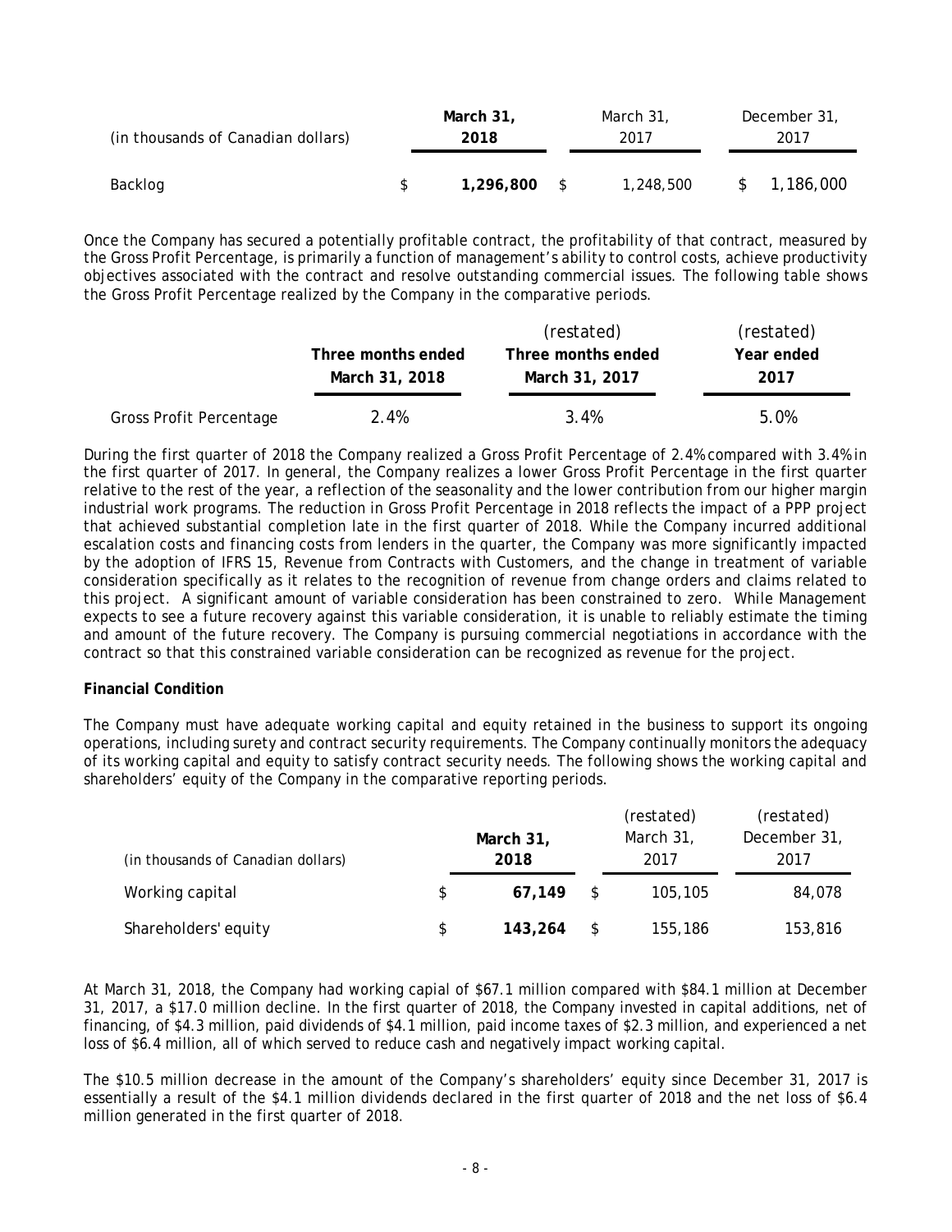| (in thousands of Canadian dollars) | | **March 31, 2018** | | March 31, 2017 | | December 31, 2017 |
|---|---|---|---|---|---|---|
| Backlog | $ | **1,296,800** | $ | 1,248,500 | $ | 1,186,000 |

Once the Company has secured a potentially profitable contract, the profitability of that contract, measured by the Gross Profit Percentage, is primarily a function of management's ability to control costs, achieve productivity objectives associated with the contract and resolve outstanding commercial issues. The following table shows the Gross Profit Percentage realized by the Company in the comparative periods.

| | **Three months ended March 31, 2018** | (restated) Three months ended March 31, 2017 | (restated) Year ended 2017 |
|---|---|---|---|
| Gross Profit Percentage | 2.4% | 3.4% | 5.0% |

During the first quarter of 2018 the Company realized a Gross Profit Percentage of 2.4% compared with 3.4% in the first quarter of 2017. In general, the Company realizes a lower Gross Profit Percentage in the first quarter relative to the rest of the year, a reflection of the seasonality and the lower contribution from our higher margin industrial work programs. The reduction in Gross Profit Percentage in 2018 reflects the impact of a PPP project that achieved substantial completion late in the first quarter of 2018. While the Company incurred additional escalation costs and financing costs from lenders in the quarter, the Company was more significantly impacted by the adoption of IFRS 15, *Revenue from Contracts with Customers*, and the change in treatment of variable consideration specifically as it relates to the recognition of revenue from change orders and claims related to this project. A significant amount of variable consideration has been constrained to zero. While Management expects to see a future recovery against this variable consideration, it is unable to reliably estimate the timing and amount of the future recovery. The Company is pursuing commercial negotiations in accordance with the contract so that this constrained variable consideration can be recognized as revenue for the project.

**Financial Condition**

The Company must have adequate working capital and equity retained in the business to support its ongoing operations, including surety and contract security requirements. The Company continually monitors the adequacy of its working capital and equity to satisfy contract security needs. The following shows the working capital and shareholders' equity of the Company in the comparative reporting periods.

| (in thousands of Canadian dollars) | | **March 31, 2018** | | (restated) March 31, 2017 | (restated) December 31, 2017 |
|---|---|---|---|---|---|
| Working capital | $ | **67,149** | $ | 105,105 | 84,078 |
| Shareholders' equity | $ | **143,264** | $ | 155,186 | 153,816 |

At March 31, 2018, the Company had working capial of $67.1 million compared with $84.1 million at December 31, 2017, a $17.0 million decline. In the first quarter of 2018, the Company invested in capital additions, net of financing, of $4.3 million, paid dividends of $4.1 million, paid income taxes of $2.3 million, and experienced a net loss of $6.4 million, all of which served to reduce cash and negatively impact working capital.

The $10.5 million decrease in the amount of the Company's shareholders' equity since December 31, 2017 is essentially a result of the $4.1 million dividends declared in the first quarter of 2018 and the net loss of $6.4 million generated in the first quarter of 2018.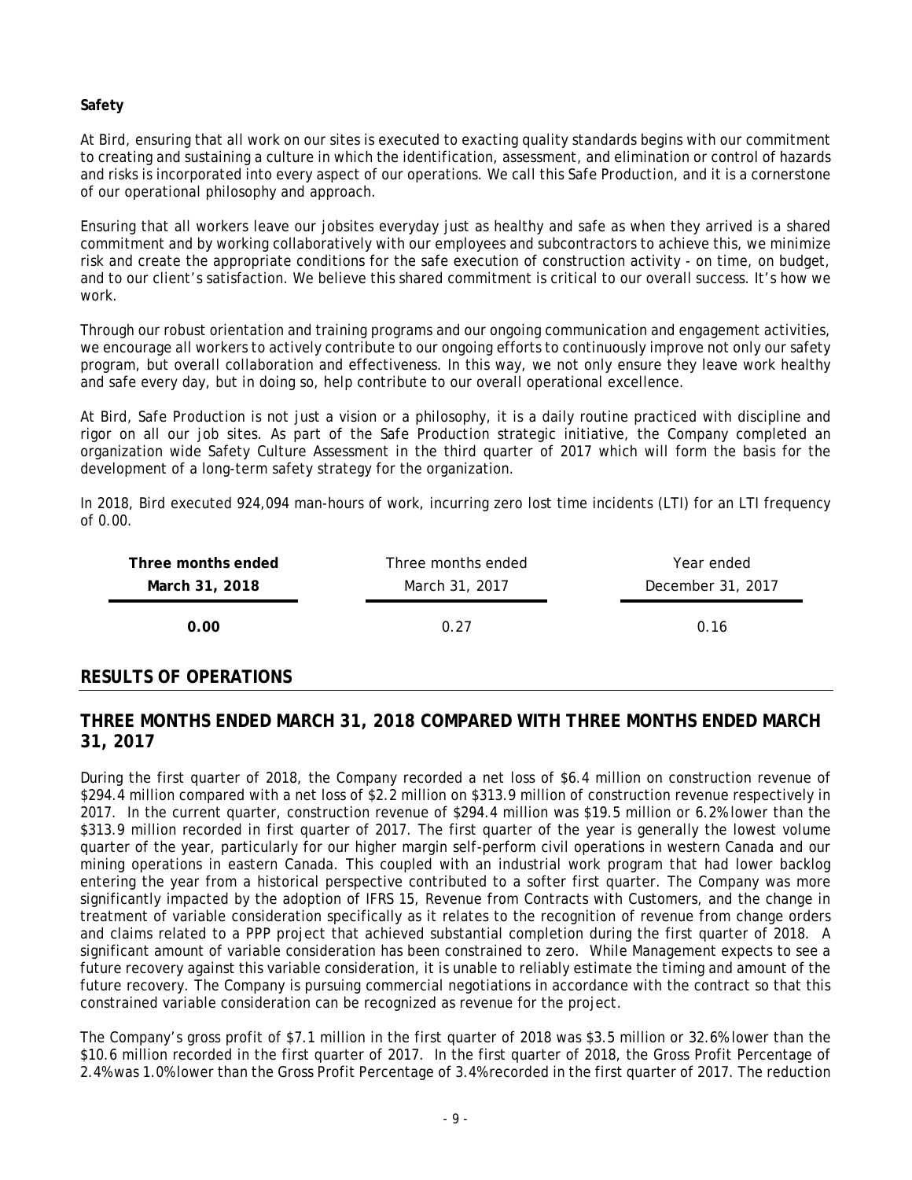**Safety**

At Bird, ensuring that all work on our sites is executed to exacting quality standards begins with our commitment to creating and sustaining a culture in which the identification, assessment, and elimination or control of hazards and risks is incorporated into every aspect of our operations. We call this *Safe Production*, and it is a cornerstone of our operational philosophy and approach.

Ensuring that all workers leave our jobsites everyday just as healthy and safe as when they arrived is a shared commitment and by working collaboratively with our employees and subcontractors to achieve this, we minimize risk and create the appropriate conditions for the safe execution of construction activity - on time, on budget, and to our client's satisfaction. We believe this shared commitment is critical to our overall success. It's how we work.

Through our robust orientation and training programs and our ongoing communication and engagement activities, we encourage all workers to actively contribute to our ongoing efforts to continuously improve not only our safety program, but overall collaboration and effectiveness. In this way, we not only ensure they leave work healthy and safe every day, but in doing so, help contribute to our overall operational excellence.

At Bird, *Safe Production* is not just a vision or a philosophy, it is a daily routine practiced with discipline and rigor on all our job sites. As part of the *Safe Production* strategic initiative, the Company completed an organization wide Safety Culture Assessment in the third quarter of 2017 which will form the basis for the development of a long-term safety strategy for the organization.

In 2018, Bird executed 924,094 man-hours of work, incurring zero lost time incidents (LTI) for an LTI frequency of 0.00.

| **Three months ended March 31, 2018** | Three months ended March 31, 2017 | Year ended December 31, 2017 |
|---|---|---|
| **0.00** | 0.27 | 0.16 |

## RESULTS OF OPERATIONS

## THREE MONTHS ENDED MARCH 31, 2018 COMPARED WITH THREE MONTHS ENDED MARCH 31, 2017

During the first quarter of 2018, the Company recorded a net loss of $6.4 million on construction revenue of $294.4 million compared with a net loss of $2.2 million on $313.9 million of construction revenue respectively in 2017. In the current quarter, construction revenue of $294.4 million was $19.5 million or 6.2% lower than the $313.9 million recorded in first quarter of 2017. The first quarter of the year is generally the lowest volume quarter of the year, particularly for our higher margin self-perform civil operations in western Canada and our mining operations in eastern Canada. This coupled with an industrial work program that had lower backlog entering the year from a historical perspective contributed to a softer first quarter. The Company was more significantly impacted by the adoption of IFRS 15, Revenue from Contracts with Customers, and the change in treatment of variable consideration specifically as it relates to the recognition of revenue from change orders and claims related to a PPP project that achieved substantial completion during the first quarter of 2018. A significant amount of variable consideration has been constrained to zero. While Management expects to see a future recovery against this variable consideration, it is unable to reliably estimate the timing and amount of the future recovery. The Company is pursuing commercial negotiations in accordance with the contract so that this constrained variable consideration can be recognized as revenue for the project.

The Company's gross profit of $7.1 million in the first quarter of 2018 was $3.5 million or 32.6% lower than the $10.6 million recorded in the first quarter of 2017. In the first quarter of 2018, the Gross Profit Percentage of 2.4% was 1.0% lower than the Gross Profit Percentage of 3.4% recorded in the first quarter of 2017. The reduction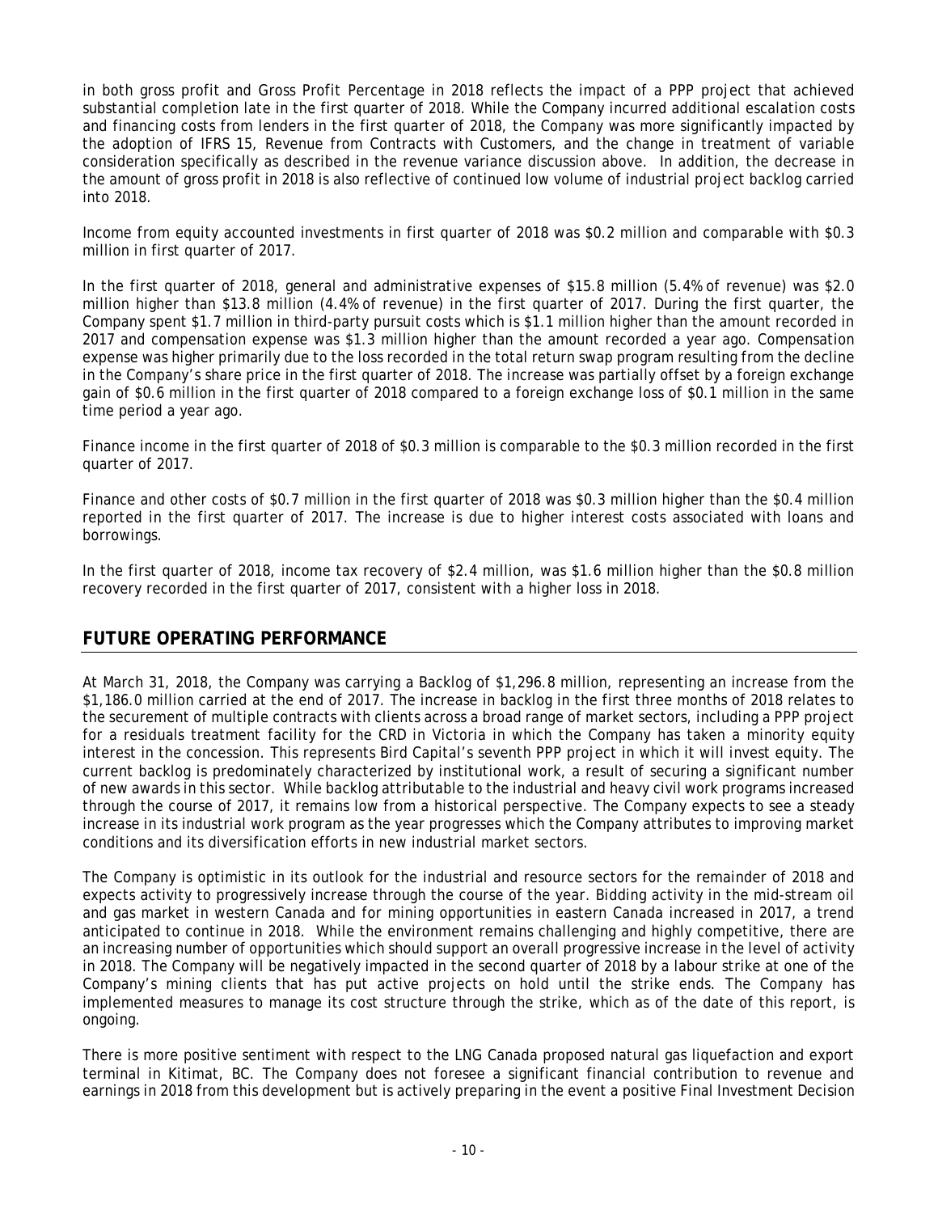in both gross profit and Gross Profit Percentage in 2018 reflects the impact of a PPP project that achieved substantial completion late in the first quarter of 2018. While the Company incurred additional escalation costs and financing costs from lenders in the first quarter of 2018, the Company was more significantly impacted by the adoption of IFRS 15, Revenue from Contracts with Customers, and the change in treatment of variable consideration specifically as described in the revenue variance discussion above. In addition, the decrease in the amount of gross profit in 2018 is also reflective of continued low volume of industrial project backlog carried into 2018.

Income from equity accounted investments in first quarter of 2018 was $0.2 million and comparable with $0.3 million in first quarter of 2017.

In the first quarter of 2018, general and administrative expenses of $15.8 million (5.4% of revenue) was $2.0 million higher than $13.8 million (4.4% of revenue) in the first quarter of 2017. During the first quarter, the Company spent $1.7 million in third-party pursuit costs which is $1.1 million higher than the amount recorded in 2017 and compensation expense was $1.3 million higher than the amount recorded a year ago. Compensation expense was higher primarily due to the loss recorded in the total return swap program resulting from the decline in the Company's share price in the first quarter of 2018. The increase was partially offset by a foreign exchange gain of $0.6 million in the first quarter of 2018 compared to a foreign exchange loss of $0.1 million in the same time period a year ago.

Finance income in the first quarter of 2018 of $0.3 million is comparable to the $0.3 million recorded in the first quarter of 2017.

Finance and other costs of $0.7 million in the first quarter of 2018 was $0.3 million higher than the $0.4 million reported in the first quarter of 2017. The increase is due to higher interest costs associated with loans and borrowings.

In the first quarter of 2018, income tax recovery of $2.4 million, was $1.6 million higher than the $0.8 million recovery recorded in the first quarter of 2017, consistent with a higher loss in 2018.

## FUTURE OPERATING PERFORMANCE

At March 31, 2018, the Company was carrying a Backlog of $1,296.8 million, representing an increase from the $1,186.0 million carried at the end of 2017. The increase in backlog in the first three months of 2018 relates to the securement of multiple contracts with clients across a broad range of market sectors, including a PPP project for a residuals treatment facility for the CRD in Victoria in which the Company has taken a minority equity interest in the concession. This represents Bird Capital's seventh PPP project in which it will invest equity. The current backlog is predominately characterized by institutional work, a result of securing a significant number of new awards in this sector. While backlog attributable to the industrial and heavy civil work programs increased through the course of 2017, it remains low from a historical perspective. The Company expects to see a steady increase in its industrial work program as the year progresses which the Company attributes to improving market conditions and its diversification efforts in new industrial market sectors.

The Company is optimistic in its outlook for the industrial and resource sectors for the remainder of 2018 and expects activity to progressively increase through the course of the year. Bidding activity in the mid-stream oil and gas market in western Canada and for mining opportunities in eastern Canada increased in 2017, a trend anticipated to continue in 2018. While the environment remains challenging and highly competitive, there are an increasing number of opportunities which should support an overall progressive increase in the level of activity in 2018. The Company will be negatively impacted in the second quarter of 2018 by a labour strike at one of the Company's mining clients that has put active projects on hold until the strike ends. The Company has implemented measures to manage its cost structure through the strike, which as of the date of this report, is ongoing.

There is more positive sentiment with respect to the LNG Canada proposed natural gas liquefaction and export terminal in Kitimat, BC. The Company does not foresee a significant financial contribution to revenue and earnings in 2018 from this development but is actively preparing in the event a positive Final Investment Decision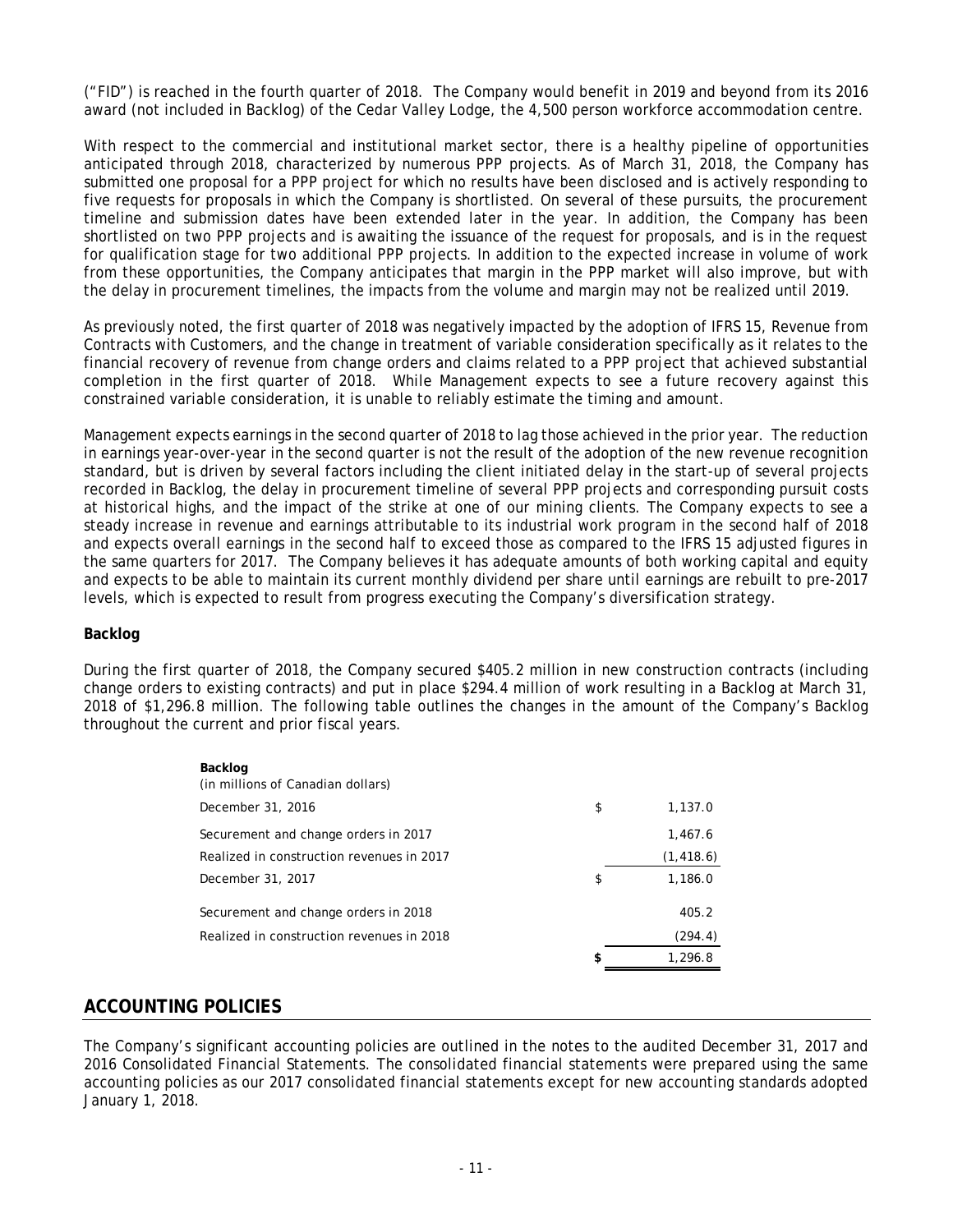("FID") is reached in the fourth quarter of 2018. The Company would benefit in 2019 and beyond from its 2016 award (not included in Backlog) of the Cedar Valley Lodge, the 4,500 person workforce accommodation centre.

With respect to the commercial and institutional market sector, there is a healthy pipeline of opportunities anticipated through 2018, characterized by numerous PPP projects. As of March 31, 2018, the Company has submitted one proposal for a PPP project for which no results have been disclosed and is actively responding to five requests for proposals in which the Company is shortlisted. On several of these pursuits, the procurement timeline and submission dates have been extended later in the year. In addition, the Company has been shortlisted on two PPP projects and is awaiting the issuance of the request for proposals, and is in the request for qualification stage for two additional PPP projects. In addition to the expected increase in volume of work from these opportunities, the Company anticipates that margin in the PPP market will also improve, but with the delay in procurement timelines, the impacts from the volume and margin may not be realized until 2019.

As previously noted, the first quarter of 2018 was negatively impacted by the adoption of IFRS 15, Revenue from Contracts with Customers, and the change in treatment of variable consideration specifically as it relates to the financial recovery of revenue from change orders and claims related to a PPP project that achieved substantial completion in the first quarter of 2018. While Management expects to see a future recovery against this constrained variable consideration, it is unable to reliably estimate the timing and amount.

Management expects earnings in the second quarter of 2018 to lag those achieved in the prior year. The reduction in earnings year-over-year in the second quarter is not the result of the adoption of the new revenue recognition standard, but is driven by several factors including the client initiated delay in the start-up of several projects recorded in Backlog, the delay in procurement timeline of several PPP projects and corresponding pursuit costs at historical highs, and the impact of the strike at one of our mining clients. The Company expects to see a steady increase in revenue and earnings attributable to its industrial work program in the second half of 2018 and expects overall earnings in the second half to exceed those as compared to the IFRS 15 adjusted figures in the same quarters for 2017. The Company believes it has adequate amounts of both working capital and equity and expects to be able to maintain its current monthly dividend per share until earnings are rebuilt to pre-2017 levels, which is expected to result from progress executing the Company's diversification strategy.

**Backlog**

During the first quarter of 2018, the Company secured $405.2 million in new construction contracts (including change orders to existing contracts) and put in place $294.4 million of work resulting in a Backlog at March 31, 2018 of $1,296.8 million. The following table outlines the changes in the amount of the Company's Backlog throughout the current and prior fiscal years.

| **Backlog**<br>*(in millions of Canadian dollars)* | | |
|---|---|---|
| December 31, 2016 | $ | 1,137.0 |
| Securement and change orders in 2017 | | 1,467.6 |
| Realized in construction revenues in 2017 | | (1,418.6) |
| December 31, 2017 | $ | 1,186.0 |
| Securement and change orders in 2018 | | 405.2 |
| Realized in construction revenues in 2018 | | (294.4) |
| | **$** | 1,296.8 |

## ACCOUNTING POLICIES

The Company's significant accounting policies are outlined in the notes to the audited December 31, 2017 and 2016 Consolidated Financial Statements. The consolidated financial statements were prepared using the same accounting policies as our 2017 consolidated financial statements except for new accounting standards adopted January 1, 2018.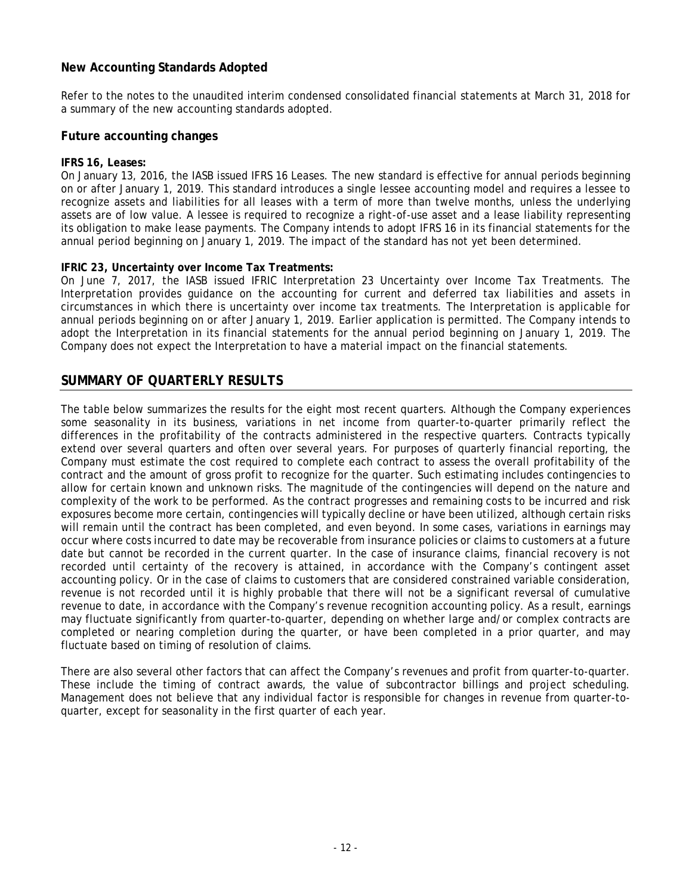## New Accounting Standards Adopted

Refer to the notes to the unaudited interim condensed consolidated financial statements at March 31, 2018 for a summary of the new accounting standards adopted.

## Future accounting changes

**IFRS 16, Leases:**
On January 13, 2016, the IASB issued IFRS 16 Leases. The new standard is effective for annual periods beginning on or after January 1, 2019. This standard introduces a single lessee accounting model and requires a lessee to recognize assets and liabilities for all leases with a term of more than twelve months, unless the underlying assets are of low value. A lessee is required to recognize a right-of-use asset and a lease liability representing its obligation to make lease payments. The Company intends to adopt IFRS 16 in its financial statements for the annual period beginning on January 1, 2019. The impact of the standard has not yet been determined.

**IFRIC 23, Uncertainty over Income Tax Treatments:**
On June 7, 2017, the IASB issued IFRIC Interpretation 23 Uncertainty over Income Tax Treatments. The Interpretation provides guidance on the accounting for current and deferred tax liabilities and assets in circumstances in which there is uncertainty over income tax treatments. The Interpretation is applicable for annual periods beginning on or after January 1, 2019. Earlier application is permitted. The Company intends to adopt the Interpretation in its financial statements for the annual period beginning on January 1, 2019. The Company does not expect the Interpretation to have a material impact on the financial statements.

# SUMMARY OF QUARTERLY RESULTS

The table below summarizes the results for the eight most recent quarters. Although the Company experiences some seasonality in its business, variations in net income from quarter-to-quarter primarily reflect the differences in the profitability of the contracts administered in the respective quarters. Contracts typically extend over several quarters and often over several years. For purposes of quarterly financial reporting, the Company must estimate the cost required to complete each contract to assess the overall profitability of the contract and the amount of gross profit to recognize for the quarter. Such estimating includes contingencies to allow for certain known and unknown risks. The magnitude of the contingencies will depend on the nature and complexity of the work to be performed. As the contract progresses and remaining costs to be incurred and risk exposures become more certain, contingencies will typically decline or have been utilized, although certain risks will remain until the contract has been completed, and even beyond. In some cases, variations in earnings may occur where costs incurred to date may be recoverable from insurance policies or claims to customers at a future date but cannot be recorded in the current quarter. In the case of insurance claims, financial recovery is not recorded until certainty of the recovery is attained, in accordance with the Company's contingent asset accounting policy. Or in the case of claims to customers that are considered constrained variable consideration, revenue is not recorded until it is highly probable that there will not be a significant reversal of cumulative revenue to date, in accordance with the Company's revenue recognition accounting policy. As a result, earnings may fluctuate significantly from quarter-to-quarter, depending on whether large and/or complex contracts are completed or nearing completion during the quarter, or have been completed in a prior quarter, and may fluctuate based on timing of resolution of claims.

There are also several other factors that can affect the Company's revenues and profit from quarter-to-quarter. These include the timing of contract awards, the value of subcontractor billings and project scheduling. Management does not believe that any individual factor is responsible for changes in revenue from quarter-to-quarter, except for seasonality in the first quarter of each year.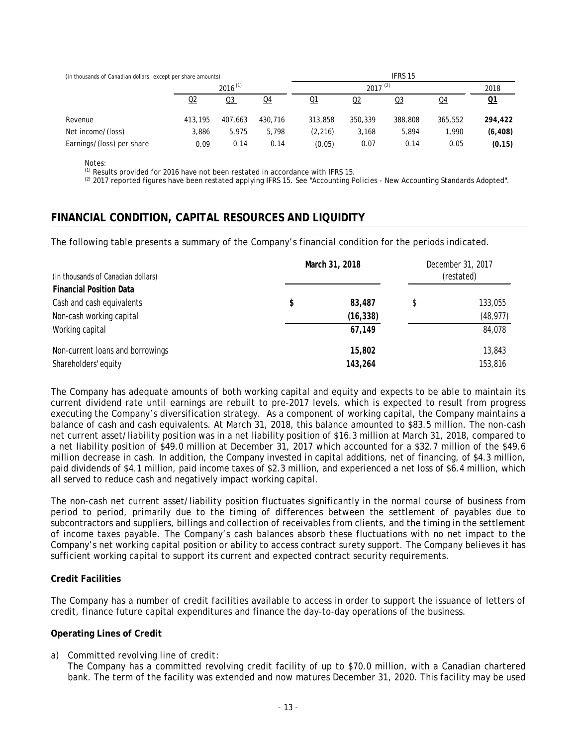| (in thousands of Canadian dollars, except per share amounts) | | | | IFRS 15 | | | | |
|---|---|---|---|---|---|---|---|---|
| | 2016 [1] | | | 2017 [2] | | | | 2018 |
| | Q2 | Q3 | Q4 | Q1 | Q2 | Q3 | Q4 | **Q1** |
| Revenue | 413,195 | 407,663 | 430,716 | 313,858 | 350,339 | 388,808 | 365,552 | **294,422** |
| Net income/(loss) | 3,886 | 5,975 | 5,798 | (2,216) | 3,168 | 5,894 | 1,990 | **(6,408)** |
| Earnings/(loss) per share | 0.09 | 0.14 | 0.14 | (0.05) | 0.07 | 0.14 | 0.05 | **(0.15)** |

Notes:
[1] Results provided for 2016 have not been restated in accordance with IFRS 15.
[2] 2017 reported figures have been restated applying IFRS 15. See "Accounting Policies - New Accounting Standards Adopted".

## FINANCIAL CONDITION, CAPITAL RESOURCES AND LIQUIDITY

The following table presents a summary of the Company's financial condition for the periods indicated.

| (in thousands of Canadian dollars) | **March 31, 2018** | December 31, 2017 (restated) |
|---|---|---|
| **Financial Position Data** | | |
| Cash and cash equivalents | **$ 83,487** | $ 133,055 |
| Non-cash working capital | **(16,338)** | (48,977) |
| Working capital | **67,149** | 84,078 |
| Non-current loans and borrowings | **15,802** | 13,843 |
| Shareholders' equity | **143,264** | 153,816 |

The Company has adequate amounts of both working capital and equity and expects to be able to maintain its current dividend rate until earnings are rebuilt to pre-2017 levels, which is expected to result from progress executing the Company's diversification strategy. As a component of working capital, the Company maintains a balance of cash and cash equivalents. At March 31, 2018, this balance amounted to $83.5 million. The non-cash net current asset/liability position was in a net liability position of $16.3 million at March 31, 2018, compared to a net liability position of $49.0 million at December 31, 2017 which accounted for a $32.7 million of the $49.6 million decrease in cash. In addition, the Company invested in capital additions, net of financing, of $4.3 million, paid dividends of $4.1 million, paid income taxes of $2.3 million, and experienced a net loss of $6.4 million, which all served to reduce cash and negatively impact working capital.

The non-cash net current asset/liability position fluctuates significantly in the normal course of business from period to period, primarily due to the timing of differences between the settlement of payables due to subcontractors and suppliers, billings and collection of receivables from clients, and the timing in the settlement of income taxes payable. The Company's cash balances absorb these fluctuations with no net impact to the Company's net working capital position or ability to access contract surety support. The Company believes it has sufficient working capital to support its current and expected contract security requirements.

**Credit Facilities**

The Company has a number of credit facilities available to access in order to support the issuance of letters of credit, finance future capital expenditures and finance the day-to-day operations of the business.

**Operating Lines of Credit**

a) *Committed revolving line of credit:*
The Company has a committed revolving credit facility of up to $70.0 million, with a Canadian chartered bank. The term of the facility was extended and now matures December 31, 2020. This facility may be used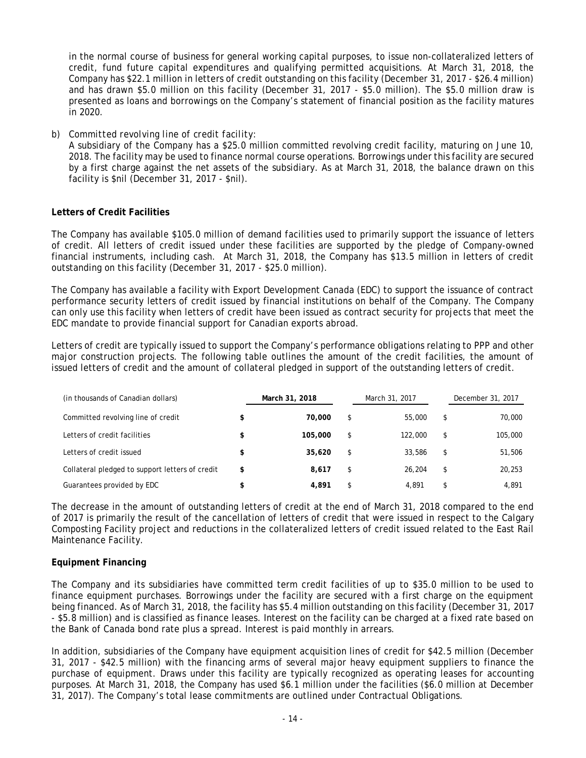in the normal course of business for general working capital purposes, to issue non-collateralized letters of credit, fund future capital expenditures and qualifying permitted acquisitions. At March 31, 2018, the Company has $22.1 million in letters of credit outstanding on this facility (December 31, 2017 - $26.4 million) and has drawn $5.0 million on this facility (December 31, 2017 - $5.0 million). The $5.0 million draw is presented as loans and borrowings on the Company's statement of financial position as the facility matures in 2020.

b) *Committed revolving line of credit facility:*
A subsidiary of the Company has a $25.0 million committed revolving credit facility, maturing on June 10, 2018. The facility may be used to finance normal course operations. Borrowings under this facility are secured by a first charge against the net assets of the subsidiary. As at March 31, 2018, the balance drawn on this facility is $nil (December 31, 2017 - $nil).

**Letters of Credit Facilities**

The Company has available $105.0 million of demand facilities used to primarily support the issuance of letters of credit. All letters of credit issued under these facilities are supported by the pledge of Company-owned financial instruments, including cash. At March 31, 2018, the Company has $13.5 million in letters of credit outstanding on this facility (December 31, 2017 - $25.0 million).

The Company has available a facility with Export Development Canada (EDC) to support the issuance of contract performance security letters of credit issued by financial institutions on behalf of the Company. The Company can only use this facility when letters of credit have been issued as contract security for projects that meet the EDC mandate to provide financial support for Canadian exports abroad.

Letters of credit are typically issued to support the Company's performance obligations relating to PPP and other major construction projects. The following table outlines the amount of the credit facilities, the amount of issued letters of credit and the amount of collateral pledged in support of the outstanding letters of credit.

| (in thousands of Canadian dollars) | **March 31, 2018** | March 31, 2017 | December 31, 2017 |
|---|---|---|---|
| Committed revolving line of credit | **$ 70,000** | $ 55,000 | $ 70,000 |
| Letters of credit facilities | **$ 105,000** | $ 122,000 | $ 105,000 |
| Letters of credit issued | **$ 35,620** | $ 33,586 | $ 51,506 |
| Collateral pledged to support letters of credit | **$ 8,617** | $ 26,204 | $ 20,253 |
| Guarantees provided by EDC | **$ 4,891** | $ 4,891 | $ 4,891 |

The decrease in the amount of outstanding letters of credit at the end of March 31, 2018 compared to the end of 2017 is primarily the result of the cancellation of letters of credit that were issued in respect to the Calgary Composting Facility project and reductions in the collateralized letters of credit issued related to the East Rail Maintenance Facility.

**Equipment Financing**

The Company and its subsidiaries have committed term credit facilities of up to $35.0 million to be used to finance equipment purchases. Borrowings under the facility are secured with a first charge on the equipment being financed. As of March 31, 2018, the facility has $5.4 million outstanding on this facility (December 31, 2017 - $5.8 million) and is classified as finance leases. Interest on the facility can be charged at a fixed rate based on the Bank of Canada bond rate plus a spread. Interest is paid monthly in arrears.

In addition, subsidiaries of the Company have equipment acquisition lines of credit for $42.5 million (December 31, 2017 - $42.5 million) with the financing arms of several major heavy equipment suppliers to finance the purchase of equipment. Draws under this facility are typically recognized as operating leases for accounting purposes. At March 31, 2018, the Company has used $6.1 million under the facilities ($6.0 million at December 31, 2017). The Company's total lease commitments are outlined under Contractual Obligations.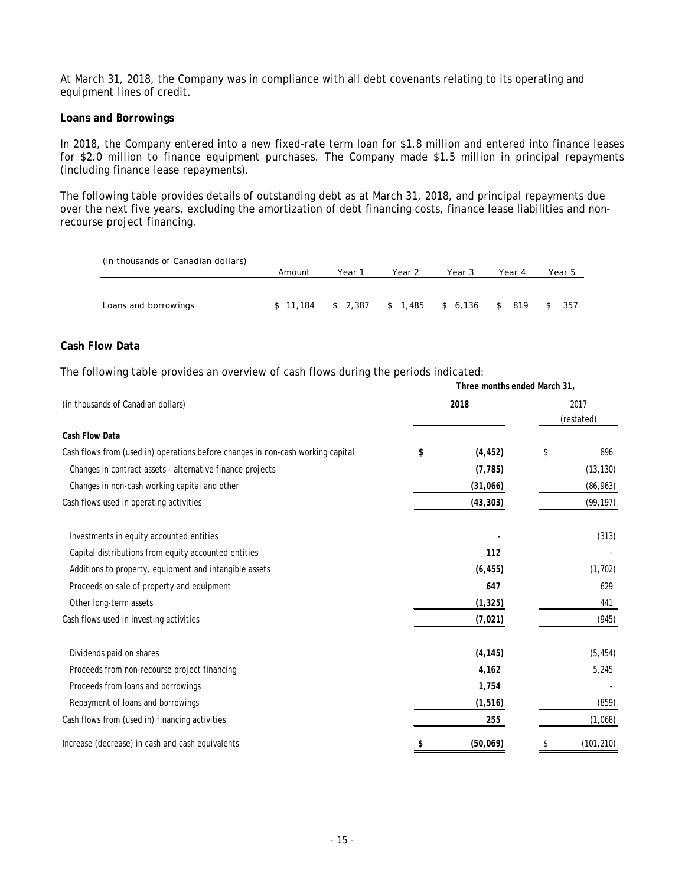At March 31, 2018, the Company was in compliance with all debt covenants relating to its operating and equipment lines of credit.

**Loans and Borrowings**

In 2018, the Company entered into a new fixed-rate term loan for $1.8 million and entered into finance leases for $2.0 million to finance equipment purchases. The Company made $1.5 million in principal repayments (including finance lease repayments).

The following table provides details of outstanding debt as at March 31, 2018, and principal repayments due over the next five years, excluding the amortization of debt financing costs, finance lease liabilities and non-recourse project financing.

| (in thousands of Canadian dollars) | Amount | Year 1 | Year 2 | Year 3 | Year 4 | Year 5 |
|---|---|---|---|---|---|---|
| Loans and borrowings | $ 11,184 | $ 2,387 | $ 1,485 | $ 6,136 | $ 819 | $ 357 |

**Cash Flow Data**

The following table provides an overview of cash flows during the periods indicated:

| | Three months ended March 31, | |
|---|---|---|
| (in thousands of Canadian dollars) | **2018** | 2017 (restated) |
| **Cash Flow Data** | | |
| Cash flows from (used in) operations before changes in non-cash working capital | **$ (4,452)** | $ 896 |
| Changes in contract assets - alternative finance projects | **(7,785)** | (13,130) |
| Changes in non-cash working capital and other | **(31,066)** | (86,963) |
| Cash flows used in operating activities | **(43,303)** | (99,197) |
| Investments in equity accounted entities | **-** | (313) |
| Capital distributions from equity accounted entities | **112** | - |
| Additions to property, equipment and intangible assets | **(6,455)** | (1,702) |
| Proceeds on sale of property and equipment | **647** | 629 |
| Other long-term assets | **(1,325)** | 441 |
| Cash flows used in investing activities | **(7,021)** | (945) |
| Dividends paid on shares | **(4,145)** | (5,454) |
| Proceeds from non-recourse project financing | **4,162** | 5,245 |
| Proceeds from loans and borrowings | **1,754** | - |
| Repayment of loans and borrowings | **(1,516)** | (859) |
| Cash flows from (used in) financing activities | **255** | (1,068) |
| Increase (decrease) in cash and cash equivalents | **$ (50,069)** | $ (101,210) |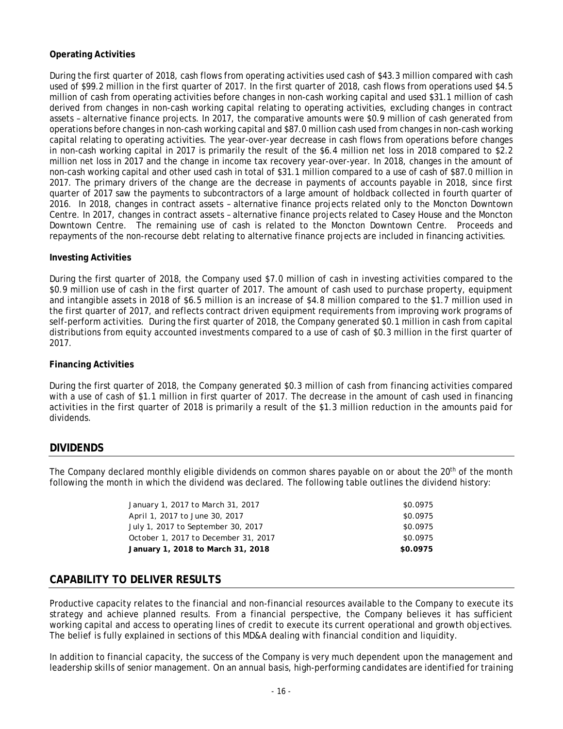**Operating Activities**

During the first quarter of 2018, cash flows from operating activities used cash of $43.3 million compared with cash used of $99.2 million in the first quarter of 2017. In the first quarter of 2018, cash flows from operations used $4.5 million of cash from operating activities before changes in non-cash working capital and used $31.1 million of cash derived from changes in non-cash working capital relating to operating activities, excluding changes in contract assets – alternative finance projects. In 2017, the comparative amounts were $0.9 million of cash generated from operations before changes in non-cash working capital and $87.0 million cash used from changes in non-cash working capital relating to operating activities. The year-over-year decrease in cash flows from operations before changes in non-cash working capital in 2017 is primarily the result of the $6.4 million net loss in 2018 compared to $2.2 million net loss in 2017 and the change in income tax recovery year-over-year. In 2018, changes in the amount of non-cash working capital and other used cash in total of $31.1 million compared to a use of cash of $87.0 million in 2017. The primary drivers of the change are the decrease in payments of accounts payable in 2018, since first quarter of 2017 saw the payments to subcontractors of a large amount of holdback collected in fourth quarter of 2016. In 2018, changes in contract assets – alternative finance projects related only to the Moncton Downtown Centre. In 2017, changes in contract assets – alternative finance projects related to Casey House and the Moncton Downtown Centre. The remaining use of cash is related to the Moncton Downtown Centre. Proceeds and repayments of the non-recourse debt relating to alternative finance projects are included in financing activities.

**Investing Activities**

During the first quarter of 2018, the Company used $7.0 million of cash in investing activities compared to the $0.9 million use of cash in the first quarter of 2017. The amount of cash used to purchase property, equipment and intangible assets in 2018 of $6.5 million is an increase of $4.8 million compared to the $1.7 million used in the first quarter of 2017, and reflects contract driven equipment requirements from improving work programs of self-perform activities. During the first quarter of 2018, the Company generated $0.1 million in cash from capital distributions from equity accounted investments compared to a use of cash of $0.3 million in the first quarter of 2017.

**Financing Activities**

During the first quarter of 2018, the Company generated $0.3 million of cash from financing activities compared with a use of cash of $1.1 million in first quarter of 2017. The decrease in the amount of cash used in financing activities in the first quarter of 2018 is primarily a result of the $1.3 million reduction in the amounts paid for dividends.

## DIVIDENDS

The Company declared monthly eligible dividends on common shares payable on or about the 20th of the month following the month in which the dividend was declared. The following table outlines the dividend history:

| | |
|---|---|
| January 1, 2017 to March 31, 2017 | $0.0975 |
| April 1, 2017 to June 30, 2017 | $0.0975 |
| July 1, 2017 to September 30, 2017 | $0.0975 |
| October 1, 2017 to December 31, 2017 | $0.0975 |
| **January 1, 2018 to March 31, 2018** | **$0.0975** |

## CAPABILITY TO DELIVER RESULTS

Productive capacity relates to the financial and non-financial resources available to the Company to execute its strategy and achieve planned results. From a financial perspective, the Company believes it has sufficient working capital and access to operating lines of credit to execute its current operational and growth objectives. The belief is fully explained in sections of this MD&A dealing with financial condition and liquidity.

In addition to financial capacity, the success of the Company is very much dependent upon the management and leadership skills of senior management. On an annual basis, high-performing candidates are identified for training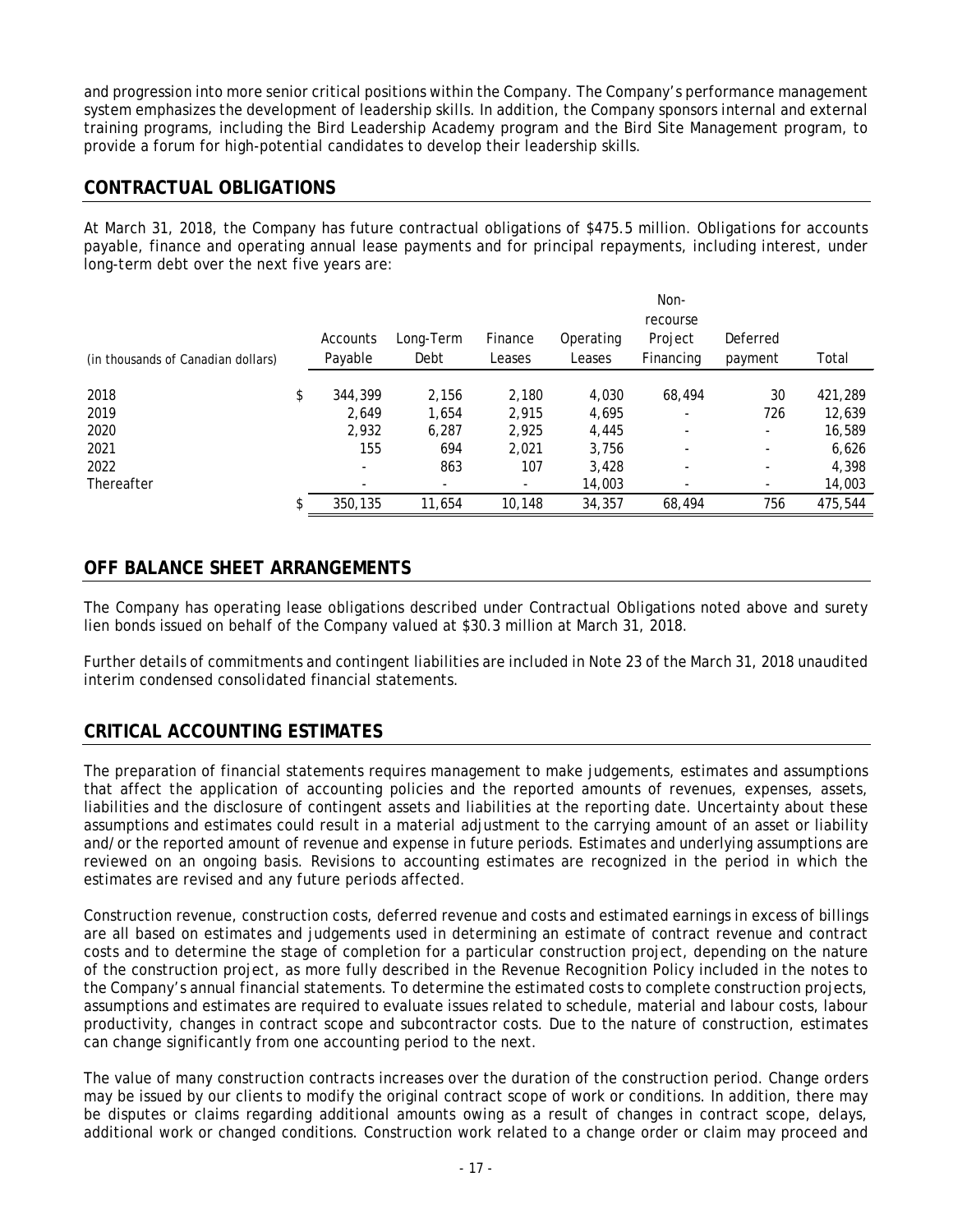and progression into more senior critical positions within the Company. The Company's performance management system emphasizes the development of leadership skills. In addition, the Company sponsors internal and external training programs, including the Bird Leadership Academy program and the Bird Site Management program, to provide a forum for high-potential candidates to develop their leadership skills.

## CONTRACTUAL OBLIGATIONS

At March 31, 2018, the Company has future contractual obligations of $475.5 million. Obligations for accounts payable, finance and operating annual lease payments and for principal repayments, including interest, under long-term debt over the next five years are:

| (in thousands of Canadian dollars) | | Accounts Payable | Long-Term Debt | Finance Leases | Operating Leases | Non-recourse Project Financing | Deferred payment | Total |
|---|---|---|---|---|---|---|---|---|
| 2018 | $ | 344,399 | 2,156 | 2,180 | 4,030 | 68,494 | 30 | 421,289 |
| 2019 | | 2,649 | 1,654 | 2,915 | 4,695 | - | 726 | 12,639 |
| 2020 | | 2,932 | 6,287 | 2,925 | 4,445 | - | - | 16,589 |
| 2021 | | 155 | 694 | 2,021 | 3,756 | - | - | 6,626 |
| 2022 | | - | 863 | 107 | 3,428 | - | - | 4,398 |
| Thereafter | | - | - | - | 14,003 | - | - | 14,003 |
| | $ | 350,135 | 11,654 | 10,148 | 34,357 | 68,494 | 756 | 475,544 |

## OFF BALANCE SHEET ARRANGEMENTS

The Company has operating lease obligations described under Contractual Obligations noted above and surety lien bonds issued on behalf of the Company valued at $30.3 million at March 31, 2018.

Further details of commitments and contingent liabilities are included in Note 23 of the March 31, 2018 unaudited interim condensed consolidated financial statements.

## CRITICAL ACCOUNTING ESTIMATES

The preparation of financial statements requires management to make judgements, estimates and assumptions that affect the application of accounting policies and the reported amounts of revenues, expenses, assets, liabilities and the disclosure of contingent assets and liabilities at the reporting date. Uncertainty about these assumptions and estimates could result in a material adjustment to the carrying amount of an asset or liability and/or the reported amount of revenue and expense in future periods. Estimates and underlying assumptions are reviewed on an ongoing basis. Revisions to accounting estimates are recognized in the period in which the estimates are revised and any future periods affected.

Construction revenue, construction costs, deferred revenue and costs and estimated earnings in excess of billings are all based on estimates and judgements used in determining an estimate of contract revenue and contract costs and to determine the stage of completion for a particular construction project, depending on the nature of the construction project, as more fully described in the Revenue Recognition Policy included in the notes to the Company's annual financial statements. To determine the estimated costs to complete construction projects, assumptions and estimates are required to evaluate issues related to schedule, material and labour costs, labour productivity, changes in contract scope and subcontractor costs. Due to the nature of construction, estimates can change significantly from one accounting period to the next.

The value of many construction contracts increases over the duration of the construction period. Change orders may be issued by our clients to modify the original contract scope of work or conditions. In addition, there may be disputes or claims regarding additional amounts owing as a result of changes in contract scope, delays, additional work or changed conditions. Construction work related to a change order or claim may proceed and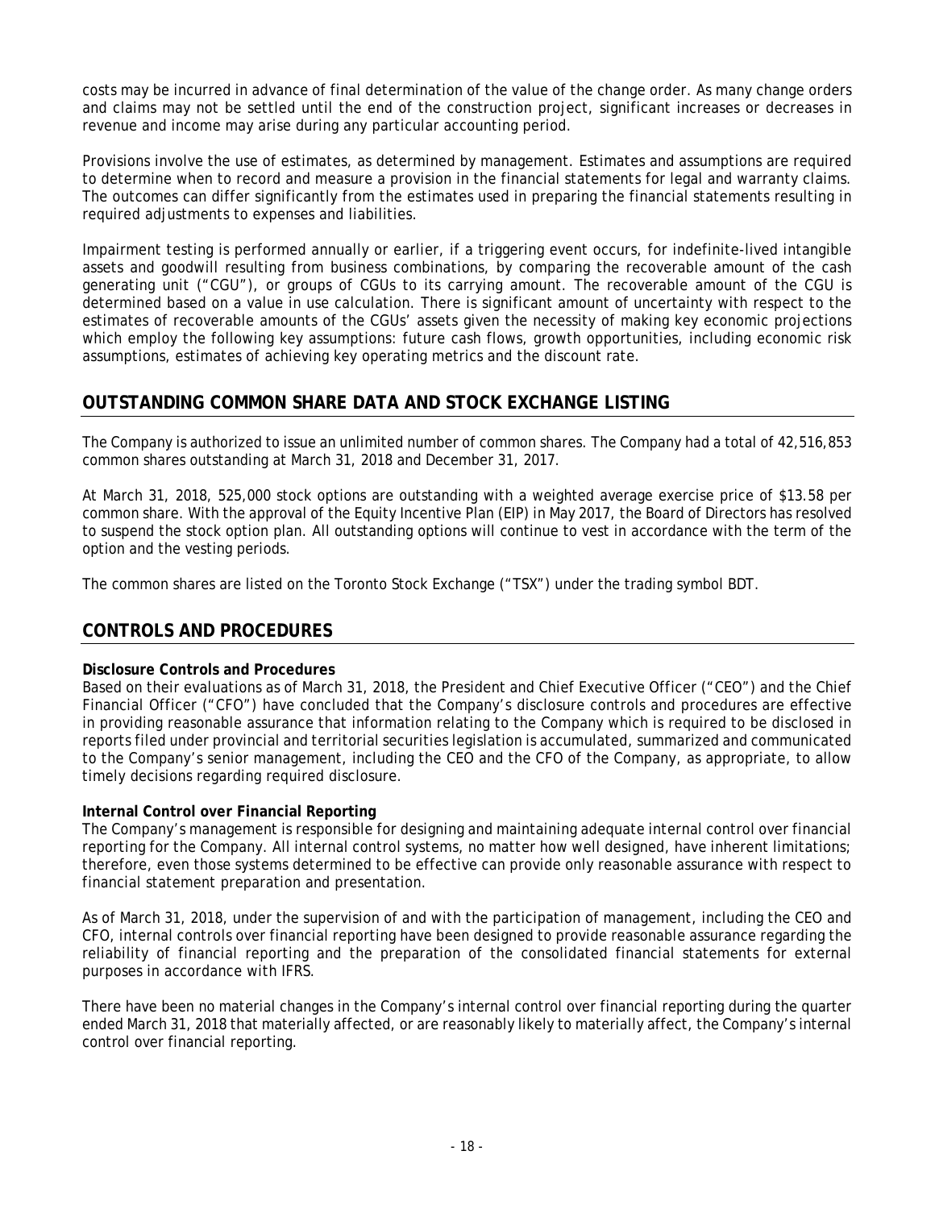costs may be incurred in advance of final determination of the value of the change order. As many change orders and claims may not be settled until the end of the construction project, significant increases or decreases in revenue and income may arise during any particular accounting period.

Provisions involve the use of estimates, as determined by management. Estimates and assumptions are required to determine when to record and measure a provision in the financial statements for legal and warranty claims. The outcomes can differ significantly from the estimates used in preparing the financial statements resulting in required adjustments to expenses and liabilities.

Impairment testing is performed annually or earlier, if a triggering event occurs, for indefinite-lived intangible assets and goodwill resulting from business combinations, by comparing the recoverable amount of the cash generating unit ("CGU"), or groups of CGUs to its carrying amount. The recoverable amount of the CGU is determined based on a value in use calculation. There is significant amount of uncertainty with respect to the estimates of recoverable amounts of the CGUs' assets given the necessity of making key economic projections which employ the following key assumptions: future cash flows, growth opportunities, including economic risk assumptions, estimates of achieving key operating metrics and the discount rate.

## OUTSTANDING COMMON SHARE DATA AND STOCK EXCHANGE LISTING

The Company is authorized to issue an unlimited number of common shares. The Company had a total of 42,516,853 common shares outstanding at March 31, 2018 and December 31, 2017.

At March 31, 2018, 525,000 stock options are outstanding with a weighted average exercise price of $13.58 per common share. With the approval of the Equity Incentive Plan (EIP) in May 2017, the Board of Directors has resolved to suspend the stock option plan. All outstanding options will continue to vest in accordance with the term of the option and the vesting periods.

The common shares are listed on the Toronto Stock Exchange ("TSX") under the trading symbol BDT.

## CONTROLS AND PROCEDURES

**Disclosure Controls and Procedures**

Based on their evaluations as of March 31, 2018, the President and Chief Executive Officer ("CEO") and the Chief Financial Officer ("CFO") have concluded that the Company's disclosure controls and procedures are effective in providing reasonable assurance that information relating to the Company which is required to be disclosed in reports filed under provincial and territorial securities legislation is accumulated, summarized and communicated to the Company's senior management, including the CEO and the CFO of the Company, as appropriate, to allow timely decisions regarding required disclosure.

**Internal Control over Financial Reporting**

The Company's management is responsible for designing and maintaining adequate internal control over financial reporting for the Company. All internal control systems, no matter how well designed, have inherent limitations; therefore, even those systems determined to be effective can provide only reasonable assurance with respect to financial statement preparation and presentation.

As of March 31, 2018, under the supervision of and with the participation of management, including the CEO and CFO, internal controls over financial reporting have been designed to provide reasonable assurance regarding the reliability of financial reporting and the preparation of the consolidated financial statements for external purposes in accordance with IFRS.

There have been no material changes in the Company's internal control over financial reporting during the quarter ended March 31, 2018 that materially affected, or are reasonably likely to materially affect, the Company's internal control over financial reporting.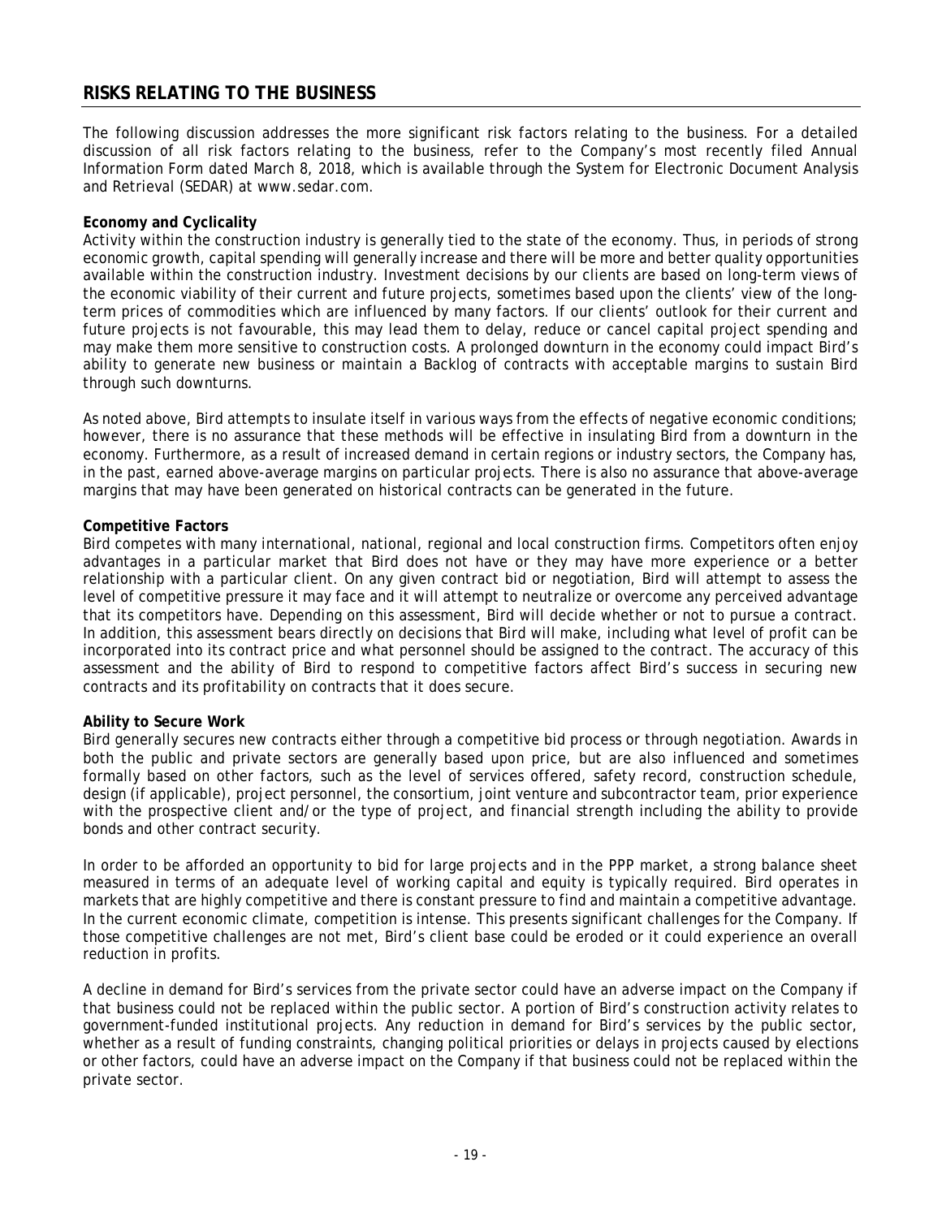## RISKS RELATING TO THE BUSINESS

The following discussion addresses the more significant risk factors relating to the business. For a detailed discussion of all risk factors relating to the business, refer to the Company's most recently filed Annual Information Form dated March 8, 2018, which is available through the System for Electronic Document Analysis and Retrieval (SEDAR) at www.sedar.com.

**Economy and Cyclicality**

Activity within the construction industry is generally tied to the state of the economy. Thus, in periods of strong economic growth, capital spending will generally increase and there will be more and better quality opportunities available within the construction industry. Investment decisions by our clients are based on long-term views of the economic viability of their current and future projects, sometimes based upon the clients' view of the long-term prices of commodities which are influenced by many factors. If our clients' outlook for their current and future projects is not favourable, this may lead them to delay, reduce or cancel capital project spending and may make them more sensitive to construction costs. A prolonged downturn in the economy could impact Bird's ability to generate new business or maintain a Backlog of contracts with acceptable margins to sustain Bird through such downturns.

As noted above, Bird attempts to insulate itself in various ways from the effects of negative economic conditions; however, there is no assurance that these methods will be effective in insulating Bird from a downturn in the economy. Furthermore, as a result of increased demand in certain regions or industry sectors, the Company has, in the past, earned above-average margins on particular projects. There is also no assurance that above-average margins that may have been generated on historical contracts can be generated in the future.

**Competitive Factors**

Bird competes with many international, national, regional and local construction firms. Competitors often enjoy advantages in a particular market that Bird does not have or they may have more experience or a better relationship with a particular client. On any given contract bid or negotiation, Bird will attempt to assess the level of competitive pressure it may face and it will attempt to neutralize or overcome any perceived advantage that its competitors have. Depending on this assessment, Bird will decide whether or not to pursue a contract. In addition, this assessment bears directly on decisions that Bird will make, including what level of profit can be incorporated into its contract price and what personnel should be assigned to the contract. The accuracy of this assessment and the ability of Bird to respond to competitive factors affect Bird's success in securing new contracts and its profitability on contracts that it does secure.

**Ability to Secure Work**

Bird generally secures new contracts either through a competitive bid process or through negotiation. Awards in both the public and private sectors are generally based upon price, but are also influenced and sometimes formally based on other factors, such as the level of services offered, safety record, construction schedule, design (if applicable), project personnel, the consortium, joint venture and subcontractor team, prior experience with the prospective client and/or the type of project, and financial strength including the ability to provide bonds and other contract security.

In order to be afforded an opportunity to bid for large projects and in the PPP market, a strong balance sheet measured in terms of an adequate level of working capital and equity is typically required. Bird operates in markets that are highly competitive and there is constant pressure to find and maintain a competitive advantage. In the current economic climate, competition is intense. This presents significant challenges for the Company. If those competitive challenges are not met, Bird's client base could be eroded or it could experience an overall reduction in profits.

A decline in demand for Bird's services from the private sector could have an adverse impact on the Company if that business could not be replaced within the public sector. A portion of Bird's construction activity relates to government-funded institutional projects. Any reduction in demand for Bird's services by the public sector, whether as a result of funding constraints, changing political priorities or delays in projects caused by elections or other factors, could have an adverse impact on the Company if that business could not be replaced within the private sector.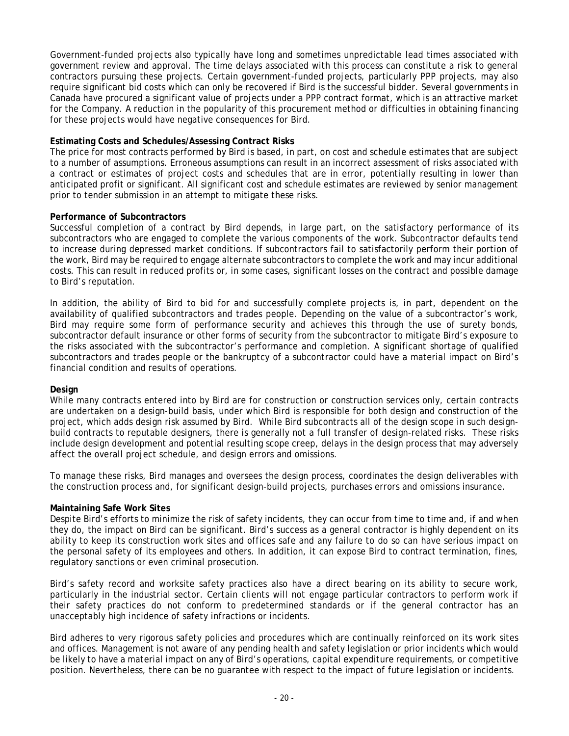Government-funded projects also typically have long and sometimes unpredictable lead times associated with government review and approval. The time delays associated with this process can constitute a risk to general contractors pursuing these projects. Certain government-funded projects, particularly PPP projects, may also require significant bid costs which can only be recovered if Bird is the successful bidder. Several governments in Canada have procured a significant value of projects under a PPP contract format, which is an attractive market for the Company. A reduction in the popularity of this procurement method or difficulties in obtaining financing for these projects would have negative consequences for Bird.

**Estimating Costs and Schedules/Assessing Contract Risks**

The price for most contracts performed by Bird is based, in part, on cost and schedule estimates that are subject to a number of assumptions. Erroneous assumptions can result in an incorrect assessment of risks associated with a contract or estimates of project costs and schedules that are in error, potentially resulting in lower than anticipated profit or significant. All significant cost and schedule estimates are reviewed by senior management prior to tender submission in an attempt to mitigate these risks.

**Performance of Subcontractors**

Successful completion of a contract by Bird depends, in large part, on the satisfactory performance of its subcontractors who are engaged to complete the various components of the work. Subcontractor defaults tend to increase during depressed market conditions. If subcontractors fail to satisfactorily perform their portion of the work, Bird may be required to engage alternate subcontractors to complete the work and may incur additional costs. This can result in reduced profits or, in some cases, significant losses on the contract and possible damage to Bird's reputation.

In addition, the ability of Bird to bid for and successfully complete projects is, in part, dependent on the availability of qualified subcontractors and trades people. Depending on the value of a subcontractor's work, Bird may require some form of performance security and achieves this through the use of surety bonds, subcontractor default insurance or other forms of security from the subcontractor to mitigate Bird's exposure to the risks associated with the subcontractor's performance and completion. A significant shortage of qualified subcontractors and trades people or the bankruptcy of a subcontractor could have a material impact on Bird's financial condition and results of operations.

**Design**

While many contracts entered into by Bird are for construction or construction services only, certain contracts are undertaken on a design-build basis, under which Bird is responsible for both design and construction of the project, which adds design risk assumed by Bird. While Bird subcontracts all of the design scope in such design-build contracts to reputable designers, there is generally not a full transfer of design-related risks. These risks include design development and potential resulting scope creep, delays in the design process that may adversely affect the overall project schedule, and design errors and omissions.

To manage these risks, Bird manages and oversees the design process, coordinates the design deliverables with the construction process and, for significant design-build projects, purchases errors and omissions insurance.

**Maintaining Safe Work Sites**

Despite Bird's efforts to minimize the risk of safety incidents, they can occur from time to time and, if and when they do, the impact on Bird can be significant. Bird's success as a general contractor is highly dependent on its ability to keep its construction work sites and offices safe and any failure to do so can have serious impact on the personal safety of its employees and others. In addition, it can expose Bird to contract termination, fines, regulatory sanctions or even criminal prosecution.

Bird's safety record and worksite safety practices also have a direct bearing on its ability to secure work, particularly in the industrial sector. Certain clients will not engage particular contractors to perform work if their safety practices do not conform to predetermined standards or if the general contractor has an unacceptably high incidence of safety infractions or incidents.

Bird adheres to very rigorous safety policies and procedures which are continually reinforced on its work sites and offices. Management is not aware of any pending health and safety legislation or prior incidents which would be likely to have a material impact on any of Bird's operations, capital expenditure requirements, or competitive position. Nevertheless, there can be no guarantee with respect to the impact of future legislation or incidents.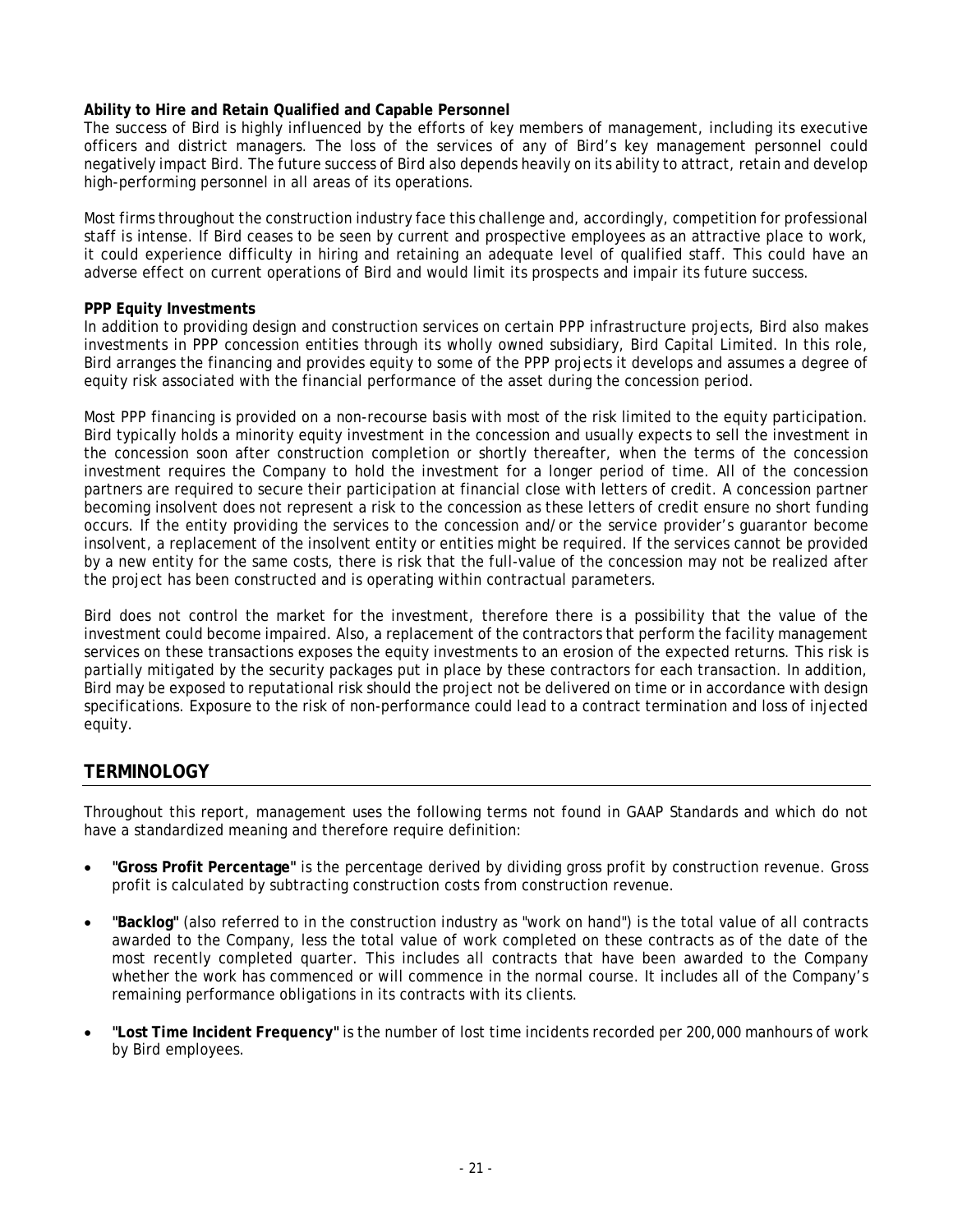**Ability to Hire and Retain Qualified and Capable Personnel**

The success of Bird is highly influenced by the efforts of key members of management, including its executive officers and district managers. The loss of the services of any of Bird's key management personnel could negatively impact Bird. The future success of Bird also depends heavily on its ability to attract, retain and develop high-performing personnel in all areas of its operations.

Most firms throughout the construction industry face this challenge and, accordingly, competition for professional staff is intense. If Bird ceases to be seen by current and prospective employees as an attractive place to work, it could experience difficulty in hiring and retaining an adequate level of qualified staff. This could have an adverse effect on current operations of Bird and would limit its prospects and impair its future success.

**PPP Equity Investments**

In addition to providing design and construction services on certain PPP infrastructure projects, Bird also makes investments in PPP concession entities through its wholly owned subsidiary, Bird Capital Limited. In this role, Bird arranges the financing and provides equity to some of the PPP projects it develops and assumes a degree of equity risk associated with the financial performance of the asset during the concession period.

Most PPP financing is provided on a non-recourse basis with most of the risk limited to the equity participation. Bird typically holds a minority equity investment in the concession and usually expects to sell the investment in the concession soon after construction completion or shortly thereafter, when the terms of the concession investment requires the Company to hold the investment for a longer period of time. All of the concession partners are required to secure their participation at financial close with letters of credit. A concession partner becoming insolvent does not represent a risk to the concession as these letters of credit ensure no short funding occurs. If the entity providing the services to the concession and/or the service provider's guarantor become insolvent, a replacement of the insolvent entity or entities might be required. If the services cannot be provided by a new entity for the same costs, there is risk that the full-value of the concession may not be realized after the project has been constructed and is operating within contractual parameters.

Bird does not control the market for the investment, therefore there is a possibility that the value of the investment could become impaired. Also, a replacement of the contractors that perform the facility management services on these transactions exposes the equity investments to an erosion of the expected returns. This risk is partially mitigated by the security packages put in place by these contractors for each transaction. In addition, Bird may be exposed to reputational risk should the project not be delivered on time or in accordance with design specifications. Exposure to the risk of non-performance could lead to a contract termination and loss of injected equity.

## TERMINOLOGY

Throughout this report, management uses the following terms not found in GAAP Standards and which do not have a standardized meaning and therefore require definition:

- **"Gross Profit Percentage"** is the percentage derived by dividing gross profit by construction revenue. Gross profit is calculated by subtracting construction costs from construction revenue.
- **"Backlog"** (also referred to in the construction industry as "work on hand") is the total value of all contracts awarded to the Company, less the total value of work completed on these contracts as of the date of the most recently completed quarter. This includes all contracts that have been awarded to the Company whether the work has commenced or will commence in the normal course. It includes all of the Company's remaining performance obligations in its contracts with its clients.
- **"Lost Time Incident Frequency"** is the number of lost time incidents recorded per 200,000 manhours of work by Bird employees.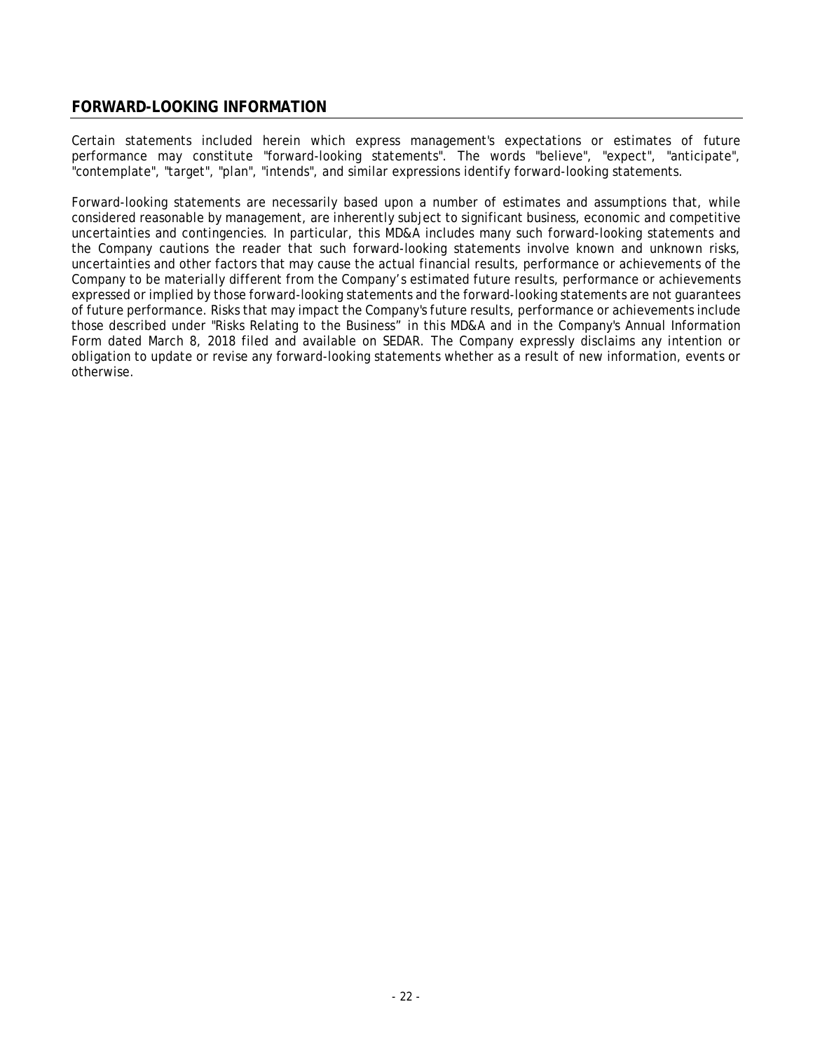## FORWARD-LOOKING INFORMATION

Certain statements included herein which express management's expectations or estimates of future performance may constitute "forward-looking statements". The words "believe", "expect", "anticipate", "contemplate", "target", "plan", "intends", and similar expressions identify forward-looking statements.

Forward-looking statements are necessarily based upon a number of estimates and assumptions that, while considered reasonable by management, are inherently subject to significant business, economic and competitive uncertainties and contingencies. In particular, this MD&A includes many such forward-looking statements and the Company cautions the reader that such forward-looking statements involve known and unknown risks, uncertainties and other factors that may cause the actual financial results, performance or achievements of the Company to be materially different from the Company's estimated future results, performance or achievements expressed or implied by those forward-looking statements and the forward-looking statements are not guarantees of future performance. Risks that may impact the Company's future results, performance or achievements include those described under "Risks Relating to the Business" in this MD&A and in the Company's Annual Information Form dated March 8, 2018 filed and available on SEDAR. The Company expressly disclaims any intention or obligation to update or revise any forward-looking statements whether as a result of new information, events or otherwise.